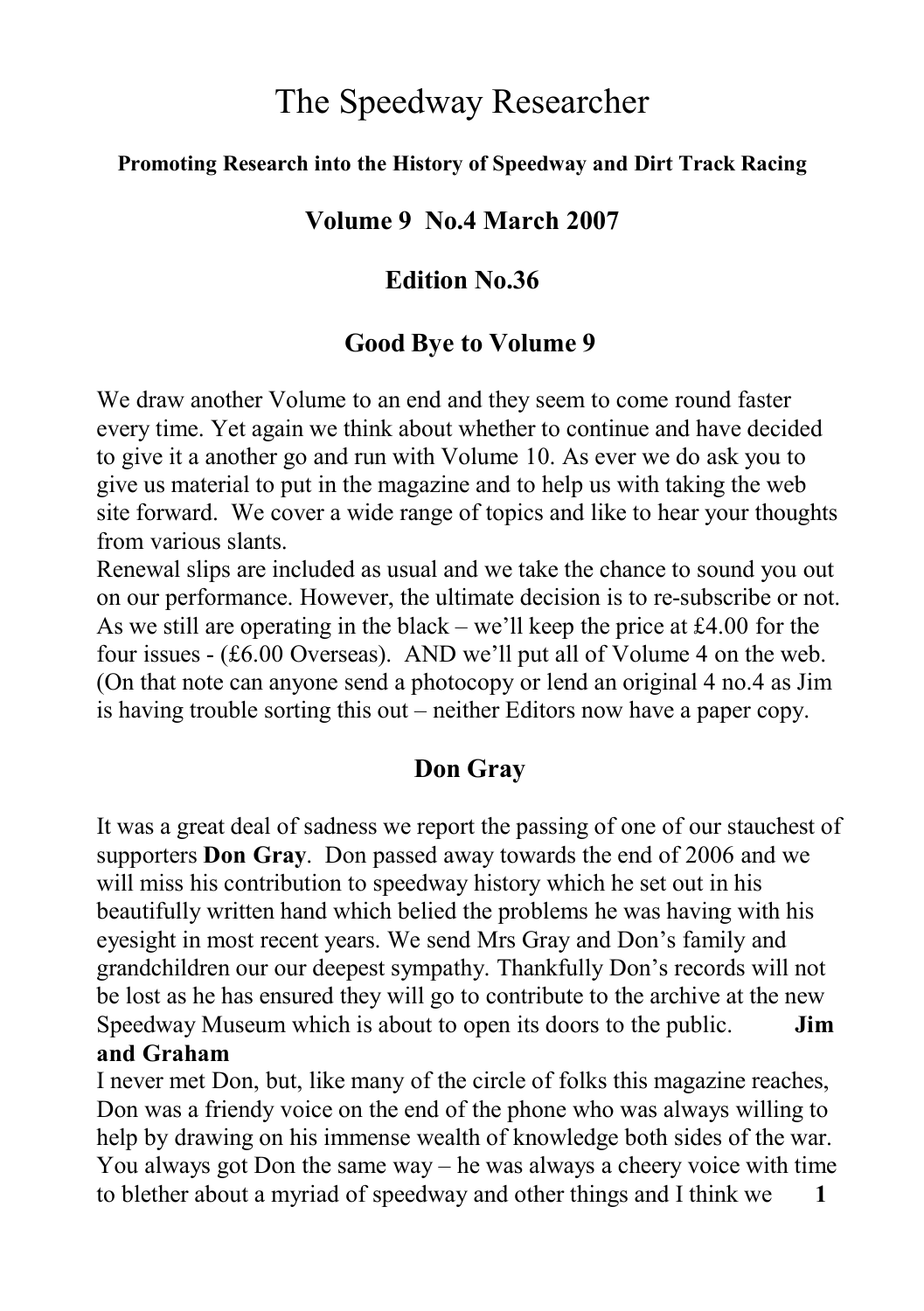# The Speedway Researcher

**Promoting Research into the History of Speedway and Dirt Track Racing**

**Volume 9 No.4 March 2007**

**Edition No.36**

## Good Bye to Volume 9

We draw another Volume to an end and they seem to come round faster every time. Yet again we think about whether to continue and have decided to give it a another go and run with Volume 10. As ever we do ask you to give us material to put in the magazine and to help us with taking the web site forward. We cover a wide range of topics and like to hear your thoughts from various slants.
Renewal slips are included as usual and we take the chance to sound you out on our performance. However, the ultimate decision is to re-subscribe or not. As we still are operating in the black – we'll keep the price at £4.00 for the four issues - (£6.00 Overseas). AND we'll put all of Volume 4 on the web. (On that note can anyone send a photocopy or lend an original 4 no.4 as Jim is having trouble sorting this out – neither Editors now have a paper copy.

## Don Gray

It was a great deal of sadness we report the passing of one of our stauchest of supporters **Don Gray**. Don passed away towards the end of 2006 and we will miss his contribution to speedway history which he set out in his beautifully written hand which belied the problems he was having with his eyesight in most recent years. We send Mrs Gray and Don's family and grandchildren our our deepest sympathy. Thankfully Don's records will not be lost as he has ensured they will go to contribute to the archive at the new Speedway Museum which is about to open its doors to the public. **Jim and Graham**

I never met Don, but, like many of the circle of folks this magazine reaches, Don was a friendy voice on the end of the phone who was always willing to help by drawing on his immense wealth of knowledge both sides of the war. You always got Don the same way – he was always a cheery voice with time to blether about a myriad of speedway and other things and I think we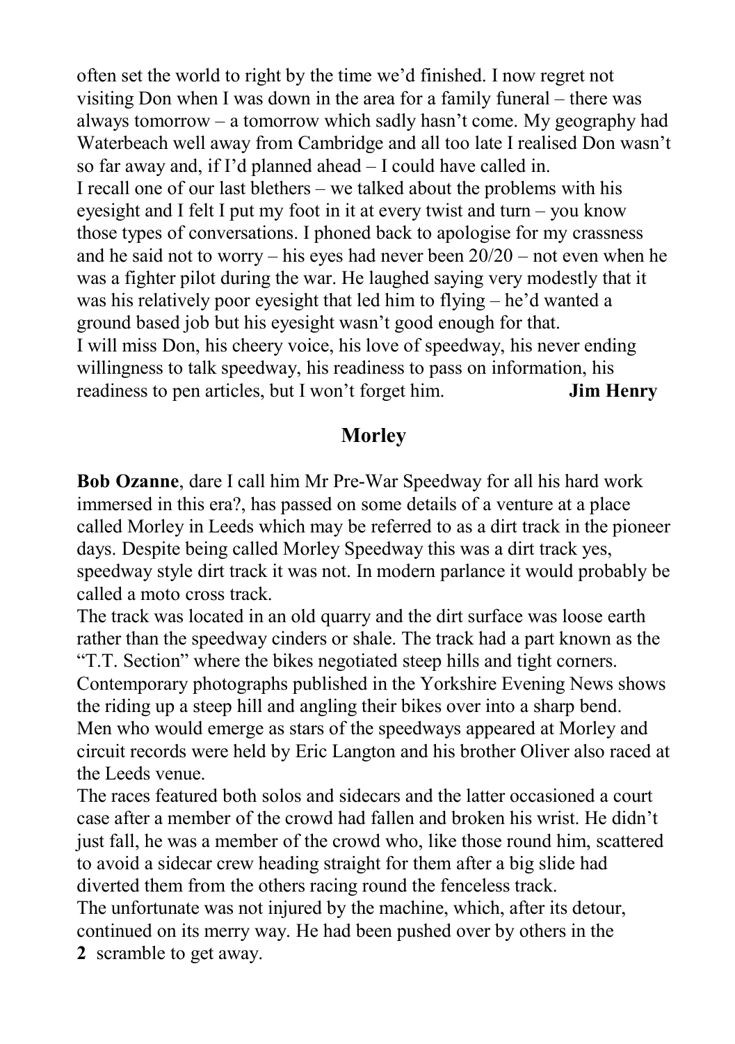often set the world to right by the time we'd finished. I now regret not visiting Don when I was down in the area for a family funeral – there was always tomorrow – a tomorrow which sadly hasn't come. My geography had Waterbeach well away from Cambridge and all too late I realised Don wasn't so far away and, if I'd planned ahead – I could have called in.

I recall one of our last blethers – we talked about the problems with his eyesight and I felt I put my foot in it at every twist and turn – you know those types of conversations. I phoned back to apologise for my crassness and he said not to worry – his eyes had never been 20/20 – not even when he was a fighter pilot during the war. He laughed saying very modestly that it was his relatively poor eyesight that led him to flying – he'd wanted a ground based job but his eyesight wasn't good enough for that.

I will miss Don, his cheery voice, his love of speedway, his never ending willingness to talk speedway, his readiness to pass on information, his readiness to pen articles, but I won't forget him. **Jim Henry**

## Morley

**Bob Ozanne**, dare I call him Mr Pre-War Speedway for all his hard work immersed in this era?, has passed on some details of a venture at a place called Morley in Leeds which may be referred to as a dirt track in the pioneer days. Despite being called Morley Speedway this was a dirt track yes, speedway style dirt track it was not. In modern parlance it would probably be called a moto cross track.

The track was located in an old quarry and the dirt surface was loose earth rather than the speedway cinders or shale. The track had a part known as the "T.T. Section" where the bikes negotiated steep hills and tight corners. Contemporary photographs published in the Yorkshire Evening News shows the riding up a steep hill and angling their bikes over into a sharp bend. Men who would emerge as stars of the speedways appeared at Morley and circuit records were held by Eric Langton and his brother Oliver also raced at the Leeds venue.

The races featured both solos and sidecars and the latter occasioned a court case after a member of the crowd had fallen and broken his wrist. He didn't just fall, he was a member of the crowd who, like those round him, scattered to avoid a sidecar crew heading straight for them after a big slide had diverted them from the others racing round the fenceless track.

The unfortunate was not injured by the machine, which, after its detour, continued on its merry way. He had been pushed over by others in the scramble to get away.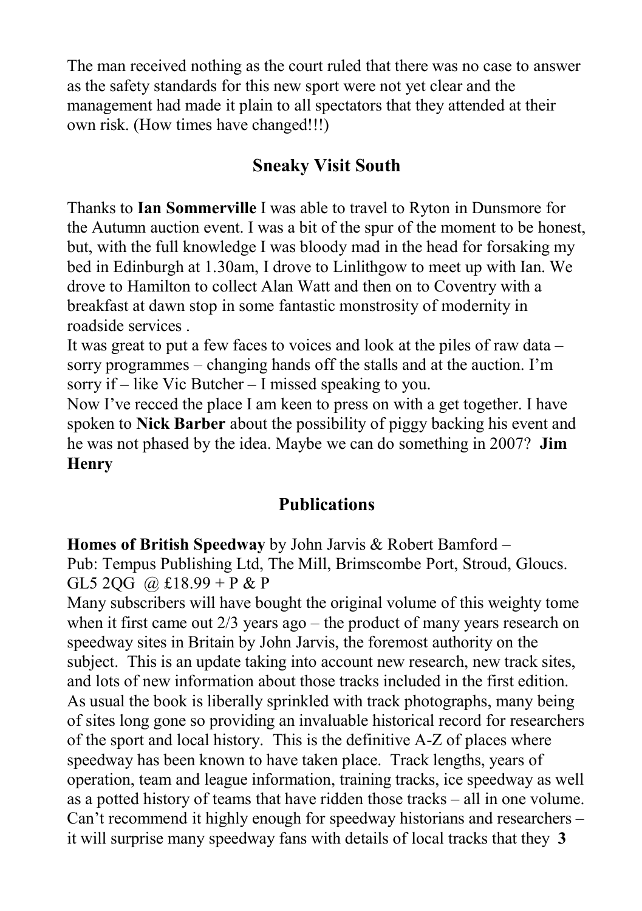The man received nothing as the court ruled that there was no case to answer as the safety standards for this new sport were not yet clear and the management had made it plain to all spectators that they attended at their own risk. (How times have changed!!!)

## Sneaky Visit South

Thanks to **Ian Sommerville** I was able to travel to Ryton in Dunsmore for the Autumn auction event. I was a bit of the spur of the moment to be honest, but, with the full knowledge I was bloody mad in the head for forsaking my bed in Edinburgh at 1.30am, I drove to Linlithgow to meet up with Ian. We drove to Hamilton to collect Alan Watt and then on to Coventry with a breakfast at dawn stop in some fantastic monstrosity of modernity in roadside services .

It was great to put a few faces to voices and look at the piles of raw data – sorry programmes – changing hands off the stalls and at the auction. I'm sorry if – like Vic Butcher – I missed speaking to you.

Now I've recced the place I am keen to press on with a get together. I have spoken to **Nick Barber** about the possibility of piggy backing his event and he was not phased by the idea. Maybe we can do something in 2007? **Jim Henry**

## Publications

**Homes of British Speedway** by John Jarvis & Robert Bamford –
Pub: Tempus Publishing Ltd, The Mill, Brimscombe Port, Stroud, Gloucs. GL5 2QG @ £18.99 + P & P

Many subscribers will have bought the original volume of this weighty tome when it first came out 2/3 years ago – the product of many years research on speedway sites in Britain by John Jarvis, the foremost authority on the subject. This is an update taking into account new research, new track sites, and lots of new information about those tracks included in the first edition. As usual the book is liberally sprinkled with track photographs, many being of sites long gone so providing an invaluable historical record for researchers of the sport and local history. This is the definitive A-Z of places where speedway has been known to have taken place. Track lengths, years of operation, team and league information, training tracks, ice speedway as well as a potted history of teams that have ridden those tracks – all in one volume. Can't recommend it highly enough for speedway historians and researchers – it will surprise many speedway fans with details of local tracks that they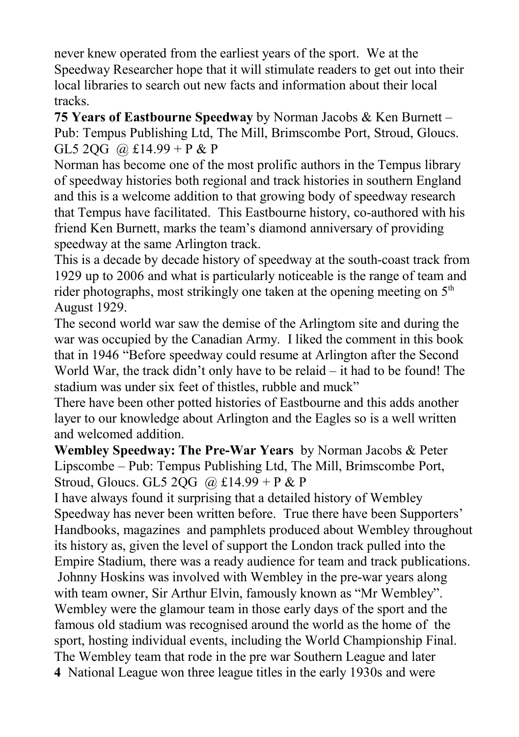never knew operated from the earliest years of the sport. We at the Speedway Researcher hope that it will stimulate readers to get out into their local libraries to search out new facts and information about their local tracks.

**75 Years of Eastbourne Speedway** by Norman Jacobs & Ken Burnett – Pub: Tempus Publishing Ltd, The Mill, Brimscombe Port, Stroud, Gloucs. GL5 2QG @ £14.99 + P & P

Norman has become one of the most prolific authors in the Tempus library of speedway histories both regional and track histories in southern England and this is a welcome addition to that growing body of speedway research that Tempus have facilitated. This Eastbourne history, co-authored with his friend Ken Burnett, marks the team's diamond anniversary of providing speedway at the same Arlington track.

This is a decade by decade history of speedway at the south-coast track from 1929 up to 2006 and what is particularly noticeable is the range of team and rider photographs, most strikingly one taken at the opening meeting on 5th August 1929.

The second world war saw the demise of the Arlingtom site and during the war was occupied by the Canadian Army. I liked the comment in this book that in 1946 "Before speedway could resume at Arlington after the Second World War, the track didn't only have to be relaid – it had to be found! The stadium was under six feet of thistles, rubble and muck"

There have been other potted histories of Eastbourne and this adds another layer to our knowledge about Arlington and the Eagles so is a well written and welcomed addition.

**Wembley Speedway: The Pre-War Years** by Norman Jacobs & Peter Lipscombe – Pub: Tempus Publishing Ltd, The Mill, Brimscombe Port, Stroud, Gloucs. GL5 2QG @ £14.99 + P & P

I have always found it surprising that a detailed history of Wembley Speedway has never been written before. True there have been Supporters' Handbooks, magazines and pamphlets produced about Wembley throughout its history as, given the level of support the London track pulled into the Empire Stadium, there was a ready audience for team and track publications. Johnny Hoskins was involved with Wembley in the pre-war years along with team owner, Sir Arthur Elvin, famously known as "Mr Wembley". Wembley were the glamour team in those early days of the sport and the famous old stadium was recognised around the world as the home of the sport, hosting individual events, including the World Championship Final. The Wembley team that rode in the pre war Southern League and later National League won three league titles in the early 1930s and were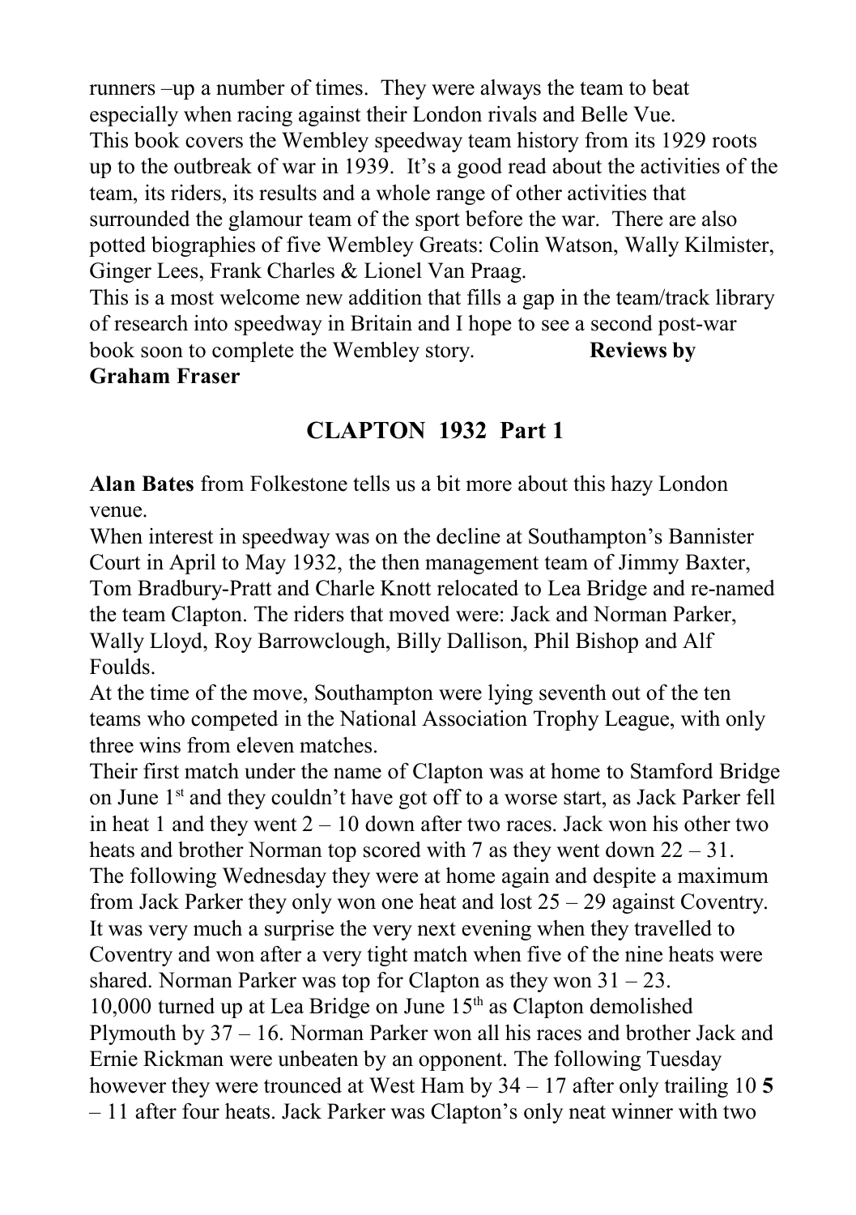runners –up a number of times. They were always the team to beat especially when racing against their London rivals and Belle Vue.

This book covers the Wembley speedway team history from its 1929 roots up to the outbreak of war in 1939. It's a good read about the activities of the team, its riders, its results and a whole range of other activities that surrounded the glamour team of the sport before the war. There are also potted biographies of five Wembley Greats: Colin Watson, Wally Kilmister, Ginger Lees, Frank Charles & Lionel Van Praag.

This is a most welcome new addition that fills a gap in the team/track library of research into speedway in Britain and I hope to see a second post-war book soon to complete the Wembley story. **Reviews by Graham Fraser**

## CLAPTON 1932 Part 1

**Alan Bates** from Folkestone tells us a bit more about this hazy London venue.

When interest in speedway was on the decline at Southampton's Bannister Court in April to May 1932, the then management team of Jimmy Baxter, Tom Bradbury-Pratt and Charle Knott relocated to Lea Bridge and re-named the team Clapton. The riders that moved were: Jack and Norman Parker, Wally Lloyd, Roy Barrowclough, Billy Dallison, Phil Bishop and Alf Foulds.

At the time of the move, Southampton were lying seventh out of the ten teams who competed in the National Association Trophy League, with only three wins from eleven matches.

Their first match under the name of Clapton was at home to Stamford Bridge on June 1st and they couldn't have got off to a worse start, as Jack Parker fell in heat 1 and they went 2 – 10 down after two races. Jack won his other two heats and brother Norman top scored with 7 as they went down 22 – 31.

The following Wednesday they were at home again and despite a maximum from Jack Parker they only won one heat and lost 25 – 29 against Coventry. It was very much a surprise the very next evening when they travelled to Coventry and won after a very tight match when five of the nine heats were shared. Norman Parker was top for Clapton as they won 31 – 23.

10,000 turned up at Lea Bridge on June 15th as Clapton demolished Plymouth by 37 – 16. Norman Parker won all his races and brother Jack and Ernie Rickman were unbeaten by an opponent. The following Tuesday however they were trounced at West Ham by 34 – 17 after only trailing 10 **5** – 11 after four heats. Jack Parker was Clapton's only neat winner with two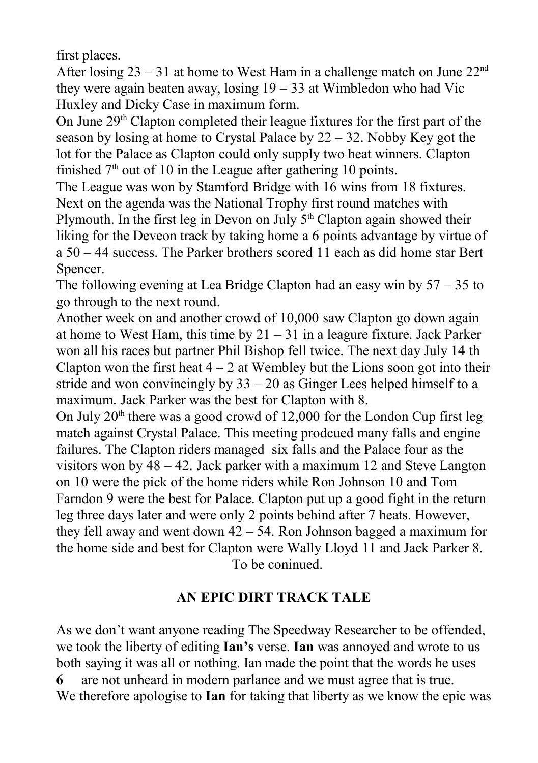first places.

After losing 23 – 31 at home to West Ham in a challenge match on June 22nd they were again beaten away, losing 19 – 33 at Wimbledon who had Vic Huxley and Dicky Case in maximum form.

On June 29th Clapton completed their league fixtures for the first part of the season by losing at home to Crystal Palace by 22 – 32. Nobby Key got the lot for the Palace as Clapton could only supply two heat winners. Clapton finished 7th out of 10 in the League after gathering 10 points.

The League was won by Stamford Bridge with 16 wins from 18 fixtures.

Next on the agenda was the National Trophy first round matches with Plymouth. In the first leg in Devon on July 5th Clapton again showed their liking for the Deveon track by taking home a 6 points advantage by virtue of a 50 – 44 success. The Parker brothers scored 11 each as did home star Bert Spencer.

The following evening at Lea Bridge Clapton had an easy win by 57 – 35 to go through to the next round.

Another week on and another crowd of 10,000 saw Clapton go down again at home to West Ham, this time by 21 – 31 in a leagure fixture. Jack Parker won all his races but partner Phil Bishop fell twice. The next day July 14 th Clapton won the first heat 4 – 2 at Wembley but the Lions soon got into their stride and won convincingly by 33 – 20 as Ginger Lees helped himself to a maximum. Jack Parker was the best for Clapton with 8.

On July 20th there was a good crowd of 12,000 for the London Cup first leg match against Crystal Palace. This meeting prodcued many falls and engine failures. The Clapton riders managed six falls and the Palace four as the visitors won by 48 – 42. Jack parker with a maximum 12 and Steve Langton on 10 were the pick of the home riders while Ron Johnson 10 and Tom Farndon 9 were the best for Palace. Clapton put up a good fight in the return leg three days later and were only 2 points behind after 7 heats. However, they fell away and went down 42 – 54. Ron Johnson bagged a maximum for the home side and best for Clapton were Wally Lloyd 11 and Jack Parker 8.

To be coninued.

## AN EPIC DIRT TRACK TALE

As we don't want anyone reading The Speedway Researcher to be offended, we took the liberty of editing **Ian's** verse. **Ian** was annoyed and wrote to us both saying it was all or nothing. Ian made the point that the words he uses are not unheard in modern parlance and we must agree that is true.

We therefore apologise to **Ian** for taking that liberty as we know the epic was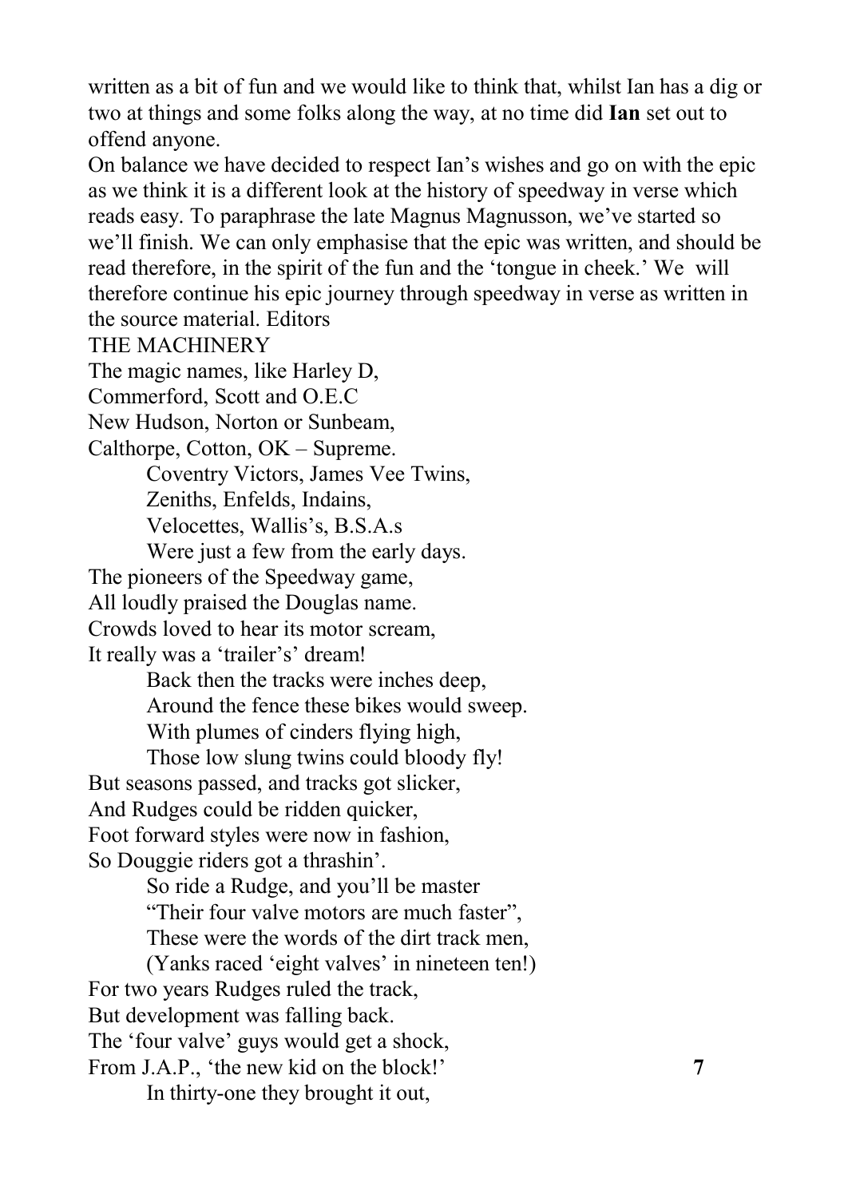written as a bit of fun and we would like to think that, whilst Ian has a dig or two at things and some folks along the way, at no time did **Ian** set out to offend anyone.

On balance we have decided to respect Ian's wishes and go on with the epic as we think it is a different look at the history of speedway in verse which reads easy. To paraphrase the late Magnus Magnusson, we've started so we'll finish. We can only emphasise that the epic was written, and should be read therefore, in the spirit of the fun and the 'tongue in cheek.' We will therefore continue his epic journey through speedway in verse as written in the source material. Editors

THE MACHINERY

The magic names, like Harley D,
Commerford, Scott and O.E.C
New Hudson, Norton or Sunbeam,
Calthorpe, Cotton, OK – Supreme.

    Coventry Victors, James Vee Twins,
    Zeniths, Enfelds, Indains,
    Velocettes, Wallis's, B.S.A.s
    Were just a few from the early days.

The pioneers of the Speedway game,
All loudly praised the Douglas name.
Crowds loved to hear its motor scream,
It really was a 'trailer's' dream!

    Back then the tracks were inches deep,
    Around the fence these bikes would sweep.
    With plumes of cinders flying high,
    Those low slung twins could bloody fly!

But seasons passed, and tracks got slicker,
And Rudges could be ridden quicker,
Foot forward styles were now in fashion,
So Douggie riders got a thrashin'.

    So ride a Rudge, and you'll be master
    "Their four valve motors are much faster",
    These were the words of the dirt track men,
    (Yanks raced 'eight valves' in nineteen ten!)

For two years Rudges ruled the track,
But development was falling back.
The 'four valve' guys would get a shock,
From J.A.P., 'the new kid on the block!'

    In thirty-one they brought it out,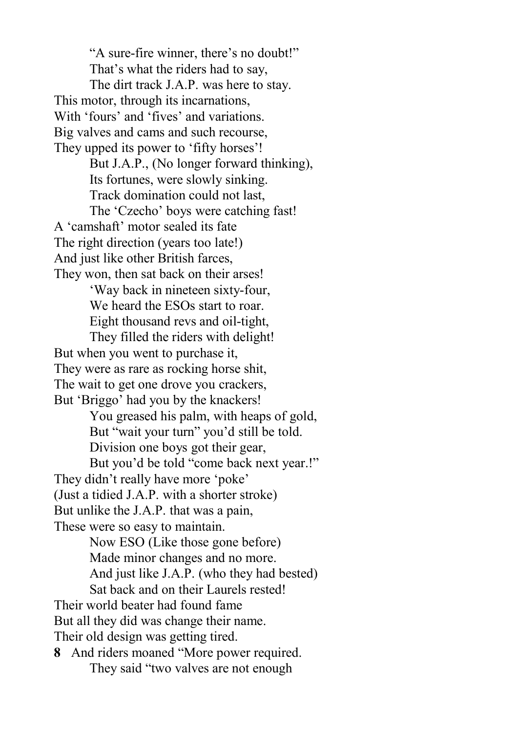"A sure-fire winner, there's no doubt!"
That's what the riders had to say,
The dirt track J.A.P. was here to stay.
This motor, through its incarnations,
With 'fours' and 'fives' and variations.
Big valves and cams and such recourse,
They upped its power to 'fifty horses'!
But J.A.P., (No longer forward thinking),
Its fortunes, were slowly sinking.
Track domination could not last,
The 'Czecho' boys were catching fast!
A 'camshaft' motor sealed its fate
The right direction (years too late!)
And just like other British farces,
They won, then sat back on their arses!
'Way back in nineteen sixty-four,
We heard the ESOs start to roar.
Eight thousand revs and oil-tight,
They filled the riders with delight!
But when you went to purchase it,
They were as rare as rocking horse shit,
The wait to get one drove you crackers,
But 'Briggo' had you by the knackers!
You greased his palm, with heaps of gold,
But "wait your turn" you'd still be told.
Division one boys got their gear,
But you'd be told "come back next year.!"
They didn't really have more 'poke'
(Just a tidied J.A.P. with a shorter stroke)
But unlike the J.A.P. that was a pain,
These were so easy to maintain.
Now ESO (Like those gone before)
Made minor changes and no more.
And just like J.A.P. (who they had bested)
Sat back and on their Laurels rested!
Their world beater had found fame
But all they did was change their name.
Their old design was getting tired.
And riders moaned "More power required.
They said "two valves are not enough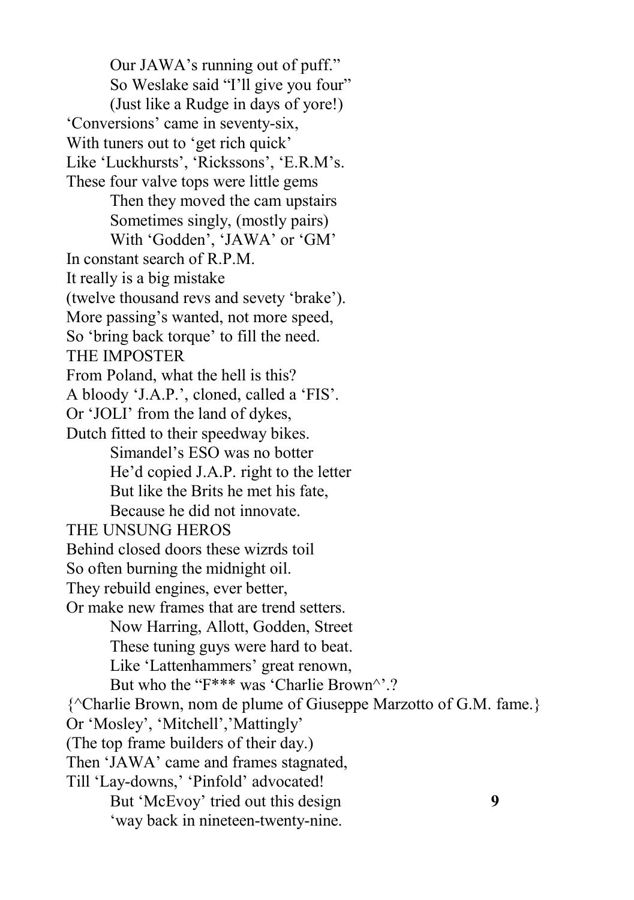Our JAWA's running out of puff."  
So Weslake said "I'll give you four"  
(Just like a Rudge in days of yore!)  
'Conversions' came in seventy-six,  
With tuners out to 'get rich quick'  
Like 'Luckhursts', 'Rickssons', 'E.R.M's.  
These four valve tops were little gems  
Then they moved the cam upstairs  
Sometimes singly, (mostly pairs)  
With 'Godden', 'JAWA' or 'GM'  
In constant search of R.P.M.  
It really is a big mistake  
(twelve thousand revs and sevety 'brake').  
More passing's wanted, not more speed,  
So 'bring back torque' to fill the need.

THE IMPOSTER

From Poland, what the hell is this?  
A bloody 'J.A.P.', cloned, called a 'FIS'.  
Or 'JOLI' from the land of dykes,  
Dutch fitted to their speedway bikes.  
Simandel's ESO was no botter  
He'd copied J.A.P. right to the letter  
But like the Brits he met his fate,  
Because he did not innovate.

THE UNSUNG HEROS

Behind closed doors these wizrds toil  
So often burning the midnight oil.  
They rebuild engines, ever better,  
Or make new frames that are trend setters.  
Now Harring, Allott, Godden, Street  
These tuning guys were hard to beat.  
Like 'Lattenhammers' great renown,  
But who the "F*** was 'Charlie Brown^'.?  
{^Charlie Brown, nom de plume of Giuseppe Marzotto of G.M. fame.}  
Or 'Mosley', 'Mitchell','Mattingly'  
(The top frame builders of their day.)  
Then 'JAWA' came and frames stagnated,  
Till 'Lay-downs,' 'Pinfold' advocated!  
But 'McEvoy' tried out this design  
'way back in nineteen-twenty-nine.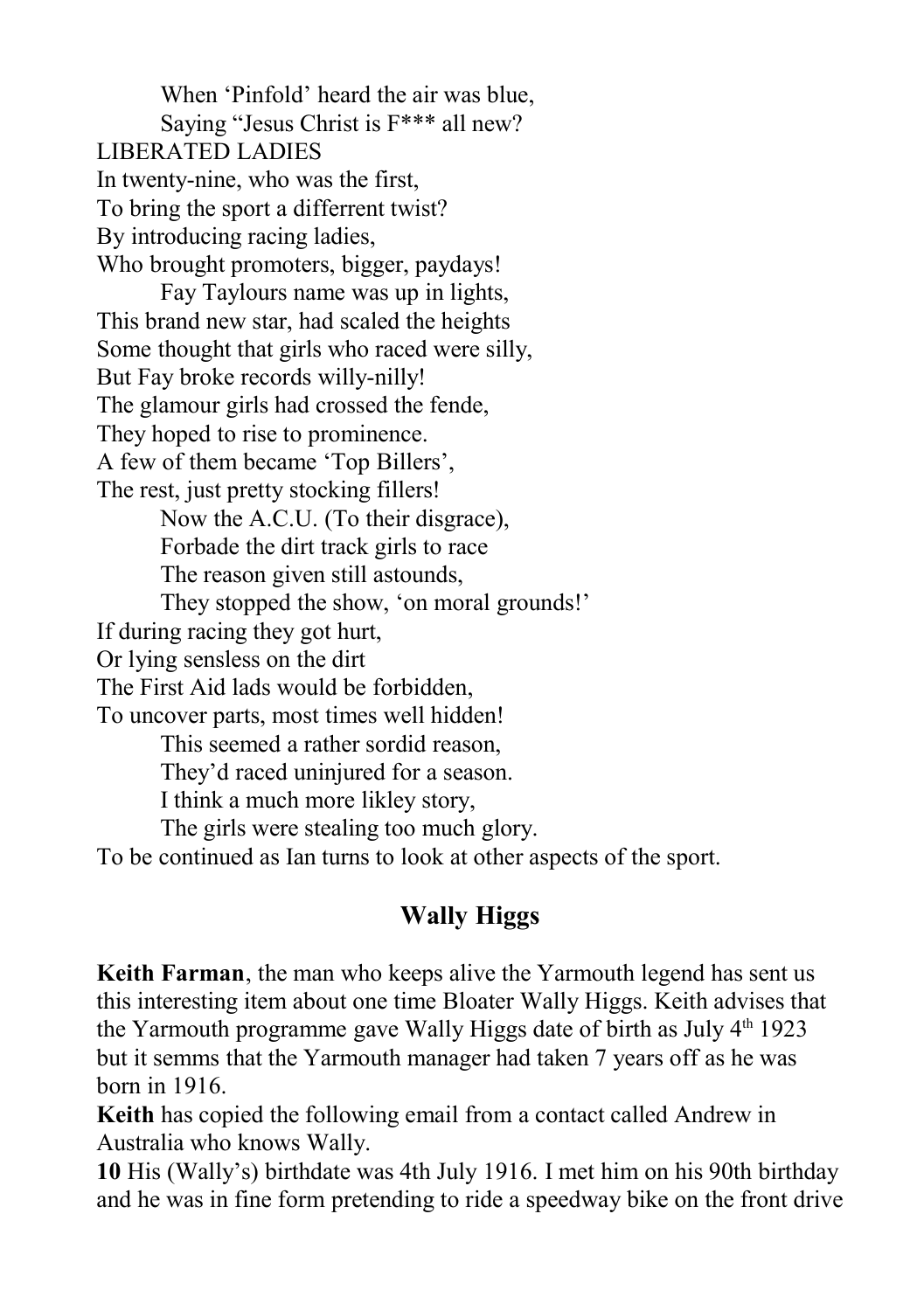When 'Pinfold' heard the air was blue,
Saying "Jesus Christ is F*** all new?

LIBERATED LADIES

In twenty-nine, who was the first,
To bring the sport a differrent twist?
By introducing racing ladies,
Who brought promoters, bigger, paydays!

Fay Taylours name was up in lights,
This brand new star, had scaled the heights
Some thought that girls who raced were silly,
But Fay broke records willy-nilly!
The glamour girls had crossed the fende,
They hoped to rise to prominence.
A few of them became 'Top Billers',
The rest, just pretty stocking fillers!

Now the A.C.U. (To their disgrace),
Forbade the dirt track girls to race
The reason given still astounds,
They stopped the show, 'on moral grounds!'

If during racing they got hurt,
Or lying sensless on the dirt
The First Aid lads would be forbidden,
To uncover parts, most times well hidden!

This seemed a rather sordid reason,
They'd raced uninjured for a season.
I think a much more likley story,
The girls were stealing too much glory.

To be continued as Ian turns to look at other aspects of the sport.

## Wally Higgs

**Keith Farman**, the man who keeps alive the Yarmouth legend has sent us this interesting item about one time Bloater Wally Higgs. Keith advises that the Yarmouth programme gave Wally Higgs date of birth as July 4th 1923 but it semms that the Yarmouth manager had taken 7 years off as he was born in 1916.

**Keith** has copied the following email from a contact called Andrew in Australia who knows Wally.

His (Wally's) birthdate was 4th July 1916. I met him on his 90th birthday and he was in fine form pretending to ride a speedway bike on the front drive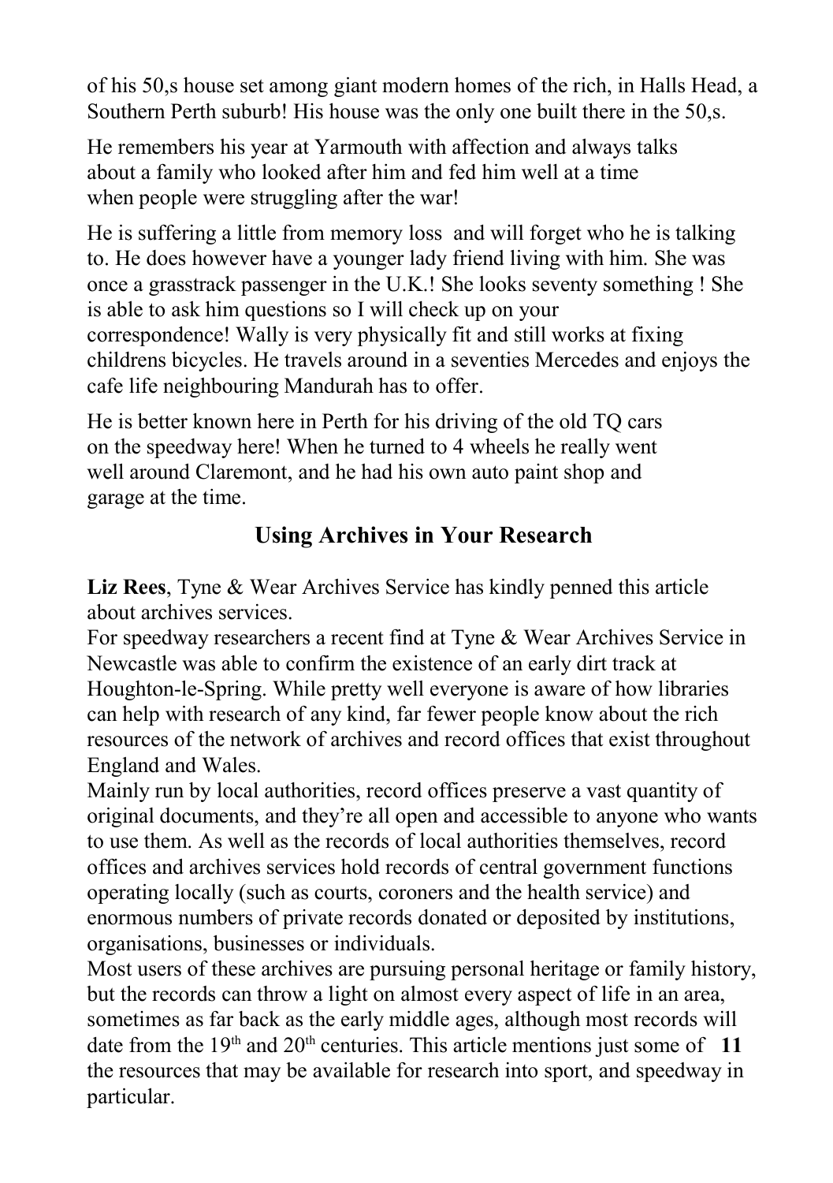of his 50,s house set among giant modern homes of the rich, in Halls Head, a Southern Perth suburb! His house was the only one built there in the 50,s.

He remembers his year at Yarmouth with affection and always talks about a family who looked after him and fed him well at a time when people were struggling after the war!

He is suffering a little from memory loss and will forget who he is talking to. He does however have a younger lady friend living with him. She was once a grasstrack passenger in the U.K.! She looks seventy something ! She is able to ask him questions so I will check up on your correspondence! Wally is very physically fit and still works at fixing childrens bicycles. He travels around in a seventies Mercedes and enjoys the cafe life neighbouring Mandurah has to offer.

He is better known here in Perth for his driving of the old TQ cars on the speedway here! When he turned to 4 wheels he really went well around Claremont, and he had his own auto paint shop and garage at the time.

## Using Archives in Your Research

**Liz Rees**, Tyne & Wear Archives Service has kindly penned this article about archives services.

For speedway researchers a recent find at Tyne & Wear Archives Service in Newcastle was able to confirm the existence of an early dirt track at Houghton-le-Spring. While pretty well everyone is aware of how libraries can help with research of any kind, far fewer people know about the rich resources of the network of archives and record offices that exist throughout England and Wales.

Mainly run by local authorities, record offices preserve a vast quantity of original documents, and they're all open and accessible to anyone who wants to use them. As well as the records of local authorities themselves, record offices and archives services hold records of central government functions operating locally (such as courts, coroners and the health service) and enormous numbers of private records donated or deposited by institutions, organisations, businesses or individuals.

Most users of these archives are pursuing personal heritage or family history, but the records can throw a light on almost every aspect of life in an area, sometimes as far back as the early middle ages, although most records will date from the 19th and 20th centuries. This article mentions just some of the resources that may be available for research into sport, and speedway in particular.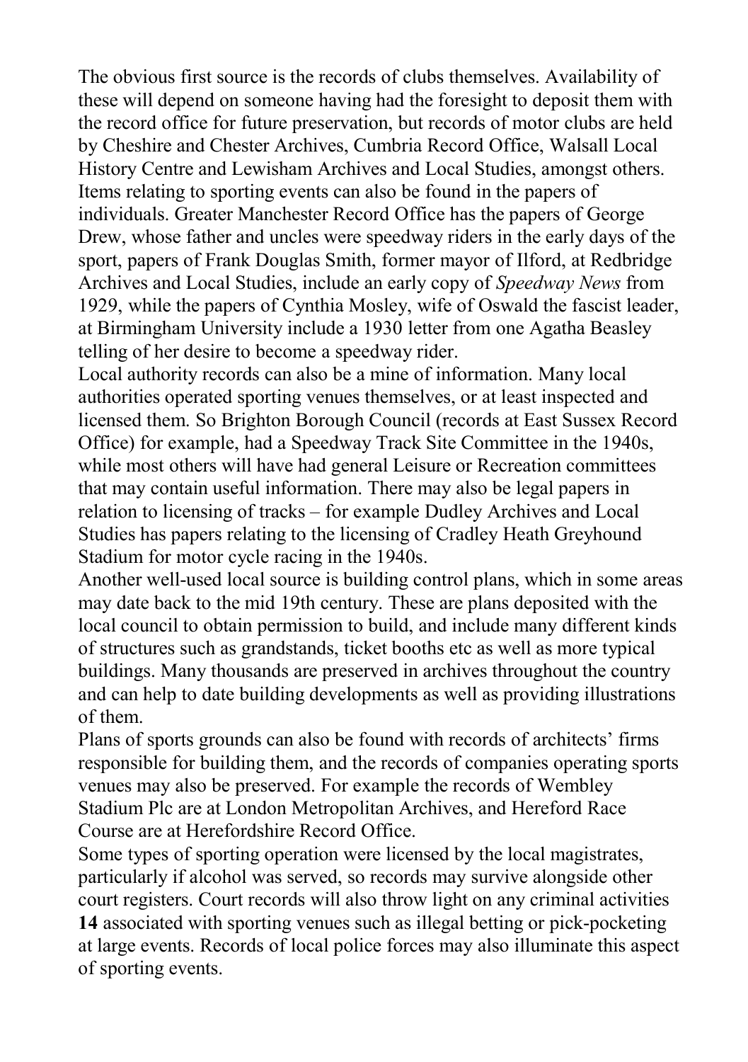The obvious first source is the records of clubs themselves. Availability of these will depend on someone having had the foresight to deposit them with the record office for future preservation, but records of motor clubs are held by Cheshire and Chester Archives, Cumbria Record Office, Walsall Local History Centre and Lewisham Archives and Local Studies, amongst others. Items relating to sporting events can also be found in the papers of individuals. Greater Manchester Record Office has the papers of George Drew, whose father and uncles were speedway riders in the early days of the sport, papers of Frank Douglas Smith, former mayor of Ilford, at Redbridge Archives and Local Studies, include an early copy of *Speedway News* from 1929, while the papers of Cynthia Mosley, wife of Oswald the fascist leader, at Birmingham University include a 1930 letter from one Agatha Beasley telling of her desire to become a speedway rider.

Local authority records can also be a mine of information. Many local authorities operated sporting venues themselves, or at least inspected and licensed them. So Brighton Borough Council (records at East Sussex Record Office) for example, had a Speedway Track Site Committee in the 1940s, while most others will have had general Leisure or Recreation committees that may contain useful information. There may also be legal papers in relation to licensing of tracks – for example Dudley Archives and Local Studies has papers relating to the licensing of Cradley Heath Greyhound Stadium for motor cycle racing in the 1940s.

Another well-used local source is building control plans, which in some areas may date back to the mid 19th century. These are plans deposited with the local council to obtain permission to build, and include many different kinds of structures such as grandstands, ticket booths etc as well as more typical buildings. Many thousands are preserved in archives throughout the country and can help to date building developments as well as providing illustrations of them.

Plans of sports grounds can also be found with records of architects' firms responsible for building them, and the records of companies operating sports venues may also be preserved. For example the records of Wembley Stadium Plc are at London Metropolitan Archives, and Hereford Race Course are at Herefordshire Record Office.

Some types of sporting operation were licensed by the local magistrates, particularly if alcohol was served, so records may survive alongside other court registers. Court records will also throw light on any criminal activities associated with sporting venues such as illegal betting or pick-pocketing at large events. Records of local police forces may also illuminate this aspect of sporting events.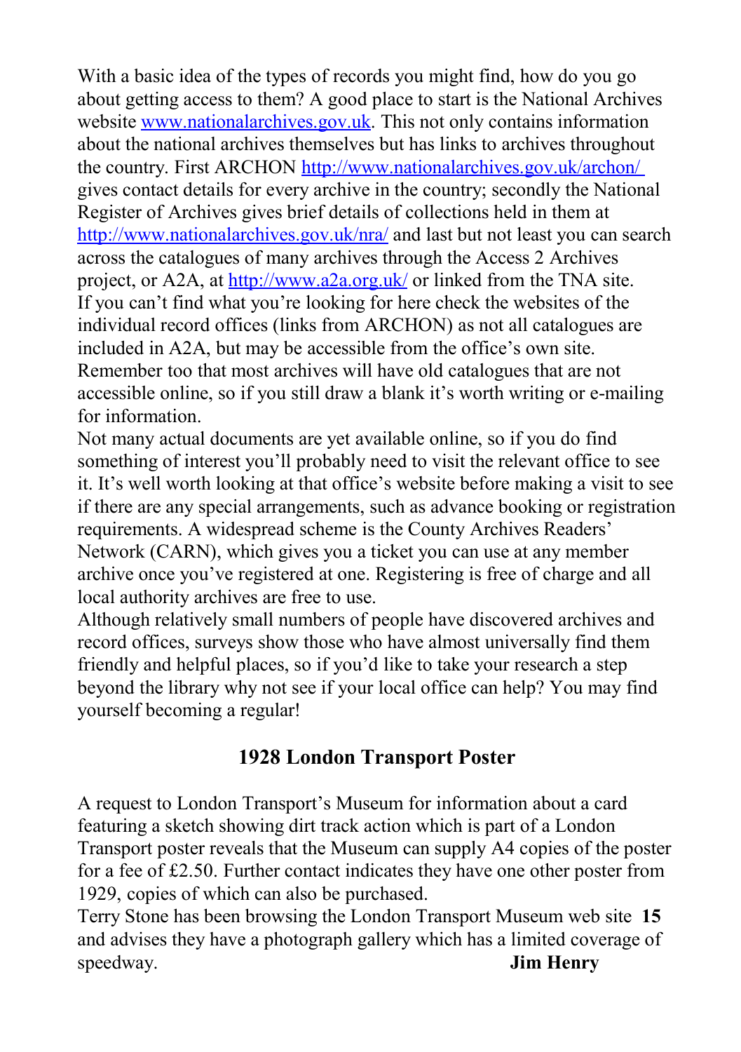With a basic idea of the types of records you might find, how do you go about getting access to them? A good place to start is the National Archives website [www.nationalarchives.gov.uk](http://www.nationalarchives.gov.uk). This not only contains information about the national archives themselves but has links to archives throughout the country. First ARCHON [http://www.nationalarchives.gov.uk/archon/](http://www.nationalarchives.gov.uk/archon/) gives contact details for every archive in the country; secondly the National Register of Archives gives brief details of collections held in them at [http://www.nationalarchives.gov.uk/nra/](http://www.nationalarchives.gov.uk/nra/) and last but not least you can search across the catalogues of many archives through the Access 2 Archives project, or A2A, at [http://www.a2a.org.uk/](http://www.a2a.org.uk/) or linked from the TNA site. If you can't find what you're looking for here check the websites of the individual record offices (links from ARCHON) as not all catalogues are included in A2A, but may be accessible from the office's own site. Remember too that most archives will have old catalogues that are not accessible online, so if you still draw a blank it's worth writing or e-mailing for information.

Not many actual documents are yet available online, so if you do find something of interest you'll probably need to visit the relevant office to see it. It's well worth looking at that office's website before making a visit to see if there are any special arrangements, such as advance booking or registration requirements. A widespread scheme is the County Archives Readers' Network (CARN), which gives you a ticket you can use at any member archive once you've registered at one. Registering is free of charge and all local authority archives are free to use.

Although relatively small numbers of people have discovered archives and record offices, surveys show those who have almost universally find them friendly and helpful places, so if you'd like to take your research a step beyond the library why not see if your local office can help? You may find yourself becoming a regular!

## 1928 London Transport Poster

A request to London Transport's Museum for information about a card featuring a sketch showing dirt track action which is part of a London Transport poster reveals that the Museum can supply A4 copies of the poster for a fee of £2.50. Further contact indicates they have one other poster from 1929, copies of which can also be purchased.

Terry Stone has been browsing the London Transport Museum web site and advises they have a photograph gallery which has a limited coverage of speedway.

**Jim Henry**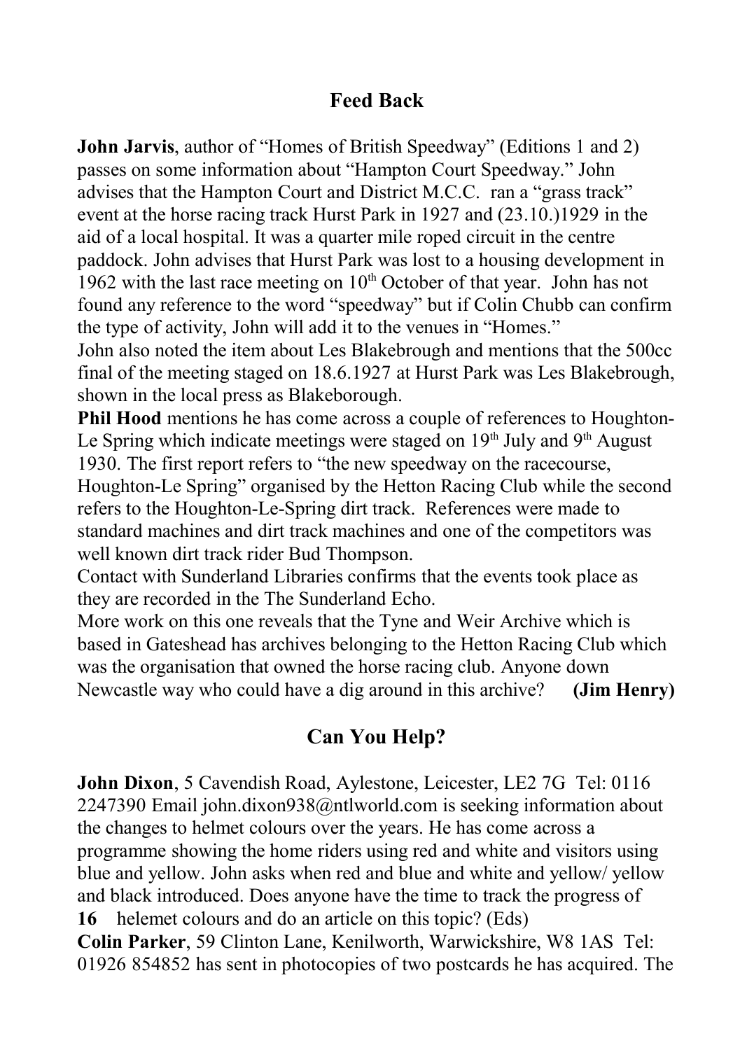## Feed Back

**John Jarvis**, author of "Homes of British Speedway" (Editions 1 and 2) passes on some information about "Hampton Court Speedway." John advises that the Hampton Court and District M.C.C. ran a "grass track" event at the horse racing track Hurst Park in 1927 and (23.10.)1929 in the aid of a local hospital. It was a quarter mile roped circuit in the centre paddock. John advises that Hurst Park was lost to a housing development in 1962 with the last race meeting on 10th October of that year. John has not found any reference to the word "speedway" but if Colin Chubb can confirm the type of activity, John will add it to the venues in "Homes."

John also noted the item about Les Blakebrough and mentions that the 500cc final of the meeting staged on 18.6.1927 at Hurst Park was Les Blakebrough, shown in the local press as Blakeborough.

**Phil Hood** mentions he has come across a couple of references to Houghton-Le Spring which indicate meetings were staged on 19th July and 9th August 1930. The first report refers to "the new speedway on the racecourse, Houghton-Le Spring" organised by the Hetton Racing Club while the second refers to the Houghton-Le-Spring dirt track. References were made to standard machines and dirt track machines and one of the competitors was well known dirt track rider Bud Thompson.

Contact with Sunderland Libraries confirms that the events took place as they are recorded in the The Sunderland Echo.

More work on this one reveals that the Tyne and Weir Archive which is based in Gateshead has archives belonging to the Hetton Racing Club which was the organisation that owned the horse racing club. Anyone down Newcastle way who could have a dig around in this archive? **(Jim Henry)**

## Can You Help?

**John Dixon**, 5 Cavendish Road, Aylestone, Leicester, LE2 7G Tel: 0116 2247390 Email john.dixon938@ntlworld.com is seeking information about the changes to helmet colours over the years. He has come across a programme showing the home riders using red and white and visitors using blue and yellow. John asks when red and blue and white and yellow/ yellow and black introduced. Does anyone have the time to track the progress of helemet colours and do an article on this topic? (Eds)

**Colin Parker**, 59 Clinton Lane, Kenilworth, Warwickshire, W8 1AS Tel: 01926 854852 has sent in photocopies of two postcards he has acquired. The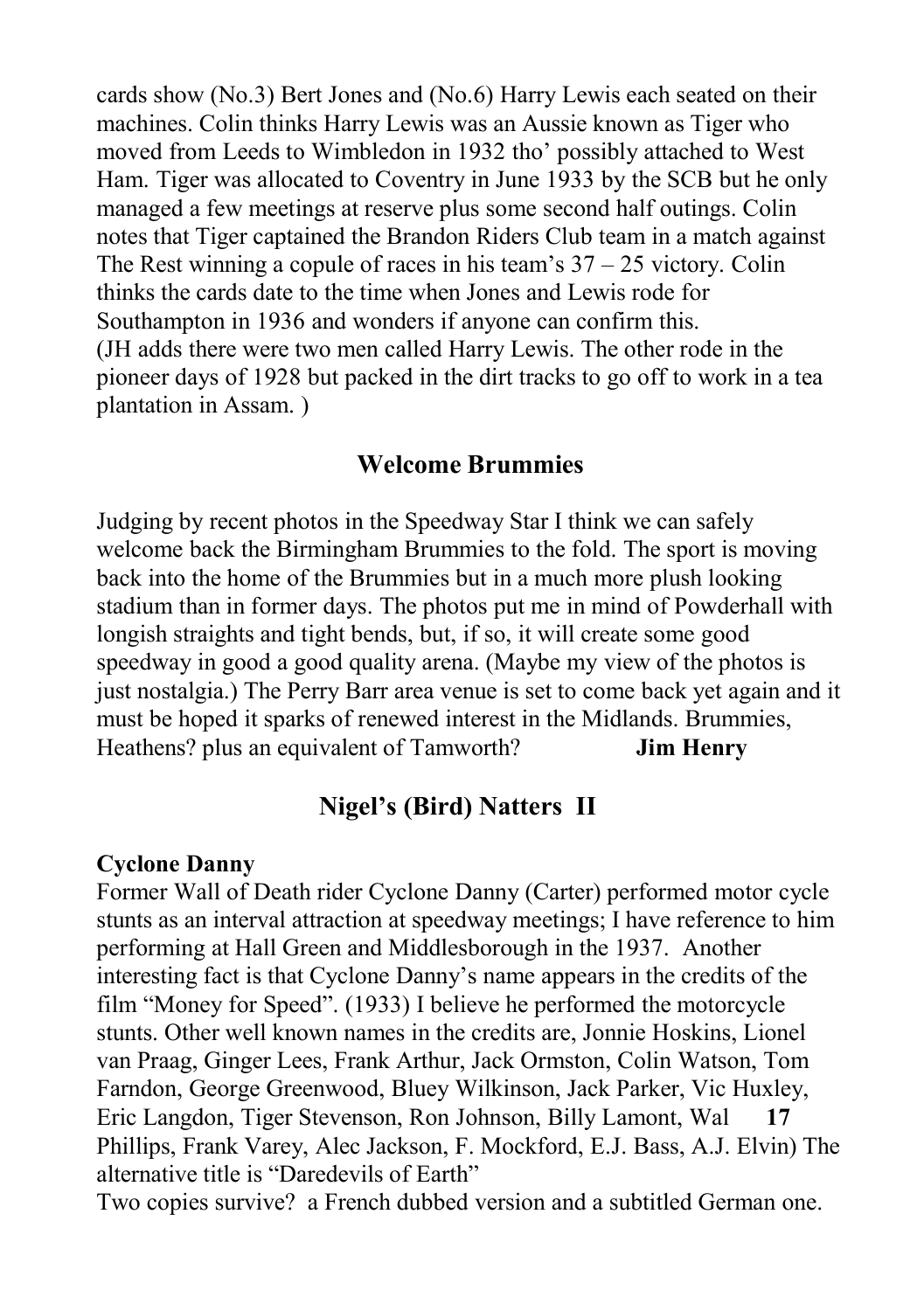cards show (No.3) Bert Jones and (No.6) Harry Lewis each seated on their machines. Colin thinks Harry Lewis was an Aussie known as Tiger who moved from Leeds to Wimbledon in 1932 tho' possibly attached to West Ham. Tiger was allocated to Coventry in June 1933 by the SCB but he only managed a few meetings at reserve plus some second half outings. Colin notes that Tiger captained the Brandon Riders Club team in a match against The Rest winning a copule of races in his team's 37 – 25 victory. Colin thinks the cards date to the time when Jones and Lewis rode for Southampton in 1936 and wonders if anyone can confirm this. (JH adds there were two men called Harry Lewis. The other rode in the pioneer days of 1928 but packed in the dirt tracks to go off to work in a tea plantation in Assam. )

## Welcome Brummies

Judging by recent photos in the Speedway Star I think we can safely welcome back the Birmingham Brummies to the fold. The sport is moving back into the home of the Brummies but in a much more plush looking stadium than in former days. The photos put me in mind of Powderhall with longish straights and tight bends, but, if so, it will create some good speedway in good a good quality arena. (Maybe my view of the photos is just nostalgia.) The Perry Barr area venue is set to come back yet again and it must be hoped it sparks of renewed interest in the Midlands. Brummies, Heathens? plus an equivalent of Tamworth? **Jim Henry**

## Nigel's (Bird) Natters II

**Cyclone Danny**

Former Wall of Death rider Cyclone Danny (Carter) performed motor cycle stunts as an interval attraction at speedway meetings; I have reference to him performing at Hall Green and Middlesborough in the 1937. Another interesting fact is that Cyclone Danny's name appears in the credits of the film "Money for Speed". (1933) I believe he performed the motorcycle stunts. Other well known names in the credits are, Jonnie Hoskins, Lionel van Praag, Ginger Lees, Frank Arthur, Jack Ormston, Colin Watson, Tom Farndon, George Greenwood, Bluey Wilkinson, Jack Parker, Vic Huxley, Eric Langdon, Tiger Stevenson, Ron Johnson, Billy Lamont, Wal Phillips, Frank Varey, Alec Jackson, F. Mockford, E.J. Bass, A.J. Elvin) The alternative title is "Daredevils of Earth"

Two copies survive? a French dubbed version and a subtitled German one.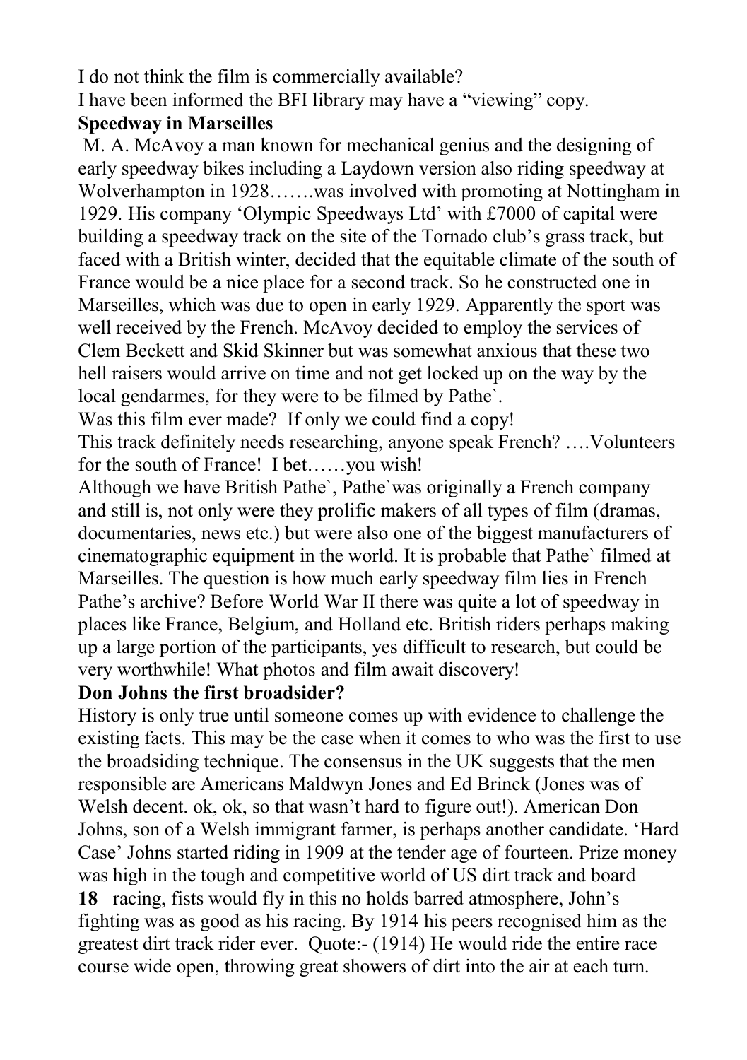I do not think the film is commercially available?

I have been informed the BFI library may have a "viewing" copy.

**Speedway in Marseilles**

M. A. McAvoy a man known for mechanical genius and the designing of early speedway bikes including a Laydown version also riding speedway at Wolverhampton in 1928…….was involved with promoting at Nottingham in 1929. His company 'Olympic Speedways Ltd' with £7000 of capital were building a speedway track on the site of the Tornado club's grass track, but faced with a British winter, decided that the equitable climate of the south of France would be a nice place for a second track. So he constructed one in Marseilles, which was due to open in early 1929. Apparently the sport was well received by the French. McAvoy decided to employ the services of Clem Beckett and Skid Skinner but was somewhat anxious that these two hell raisers would arrive on time and not get locked up on the way by the local gendarmes, for they were to be filmed by Pathe`.

Was this film ever made? If only we could find a copy!

This track definitely needs researching, anyone speak French? ….Volunteers for the south of France! I bet……you wish!

Although we have British Pathe`, Pathe`was originally a French company and still is, not only were they prolific makers of all types of film (dramas, documentaries, news etc.) but were also one of the biggest manufacturers of cinematographic equipment in the world. It is probable that Pathe` filmed at Marseilles. The question is how much early speedway film lies in French Pathe's archive? Before World War II there was quite a lot of speedway in places like France, Belgium, and Holland etc. British riders perhaps making up a large portion of the participants, yes difficult to research, but could be very worthwhile! What photos and film await discovery!

**Don Johns the first broadsider?**

History is only true until someone comes up with evidence to challenge the existing facts. This may be the case when it comes to who was the first to use the broadsiding technique. The consensus in the UK suggests that the men responsible are Americans Maldwyn Jones and Ed Brinck (Jones was of Welsh decent. ok, ok, so that wasn't hard to figure out!). American Don Johns, son of a Welsh immigrant farmer, is perhaps another candidate. 'Hard Case' Johns started riding in 1909 at the tender age of fourteen. Prize money was high in the tough and competitive world of US dirt track and board racing, fists would fly in this no holds barred atmosphere, John's fighting was as good as his racing. By 1914 his peers recognised him as the greatest dirt track rider ever. Quote:- (1914) He would ride the entire race course wide open, throwing great showers of dirt into the air at each turn.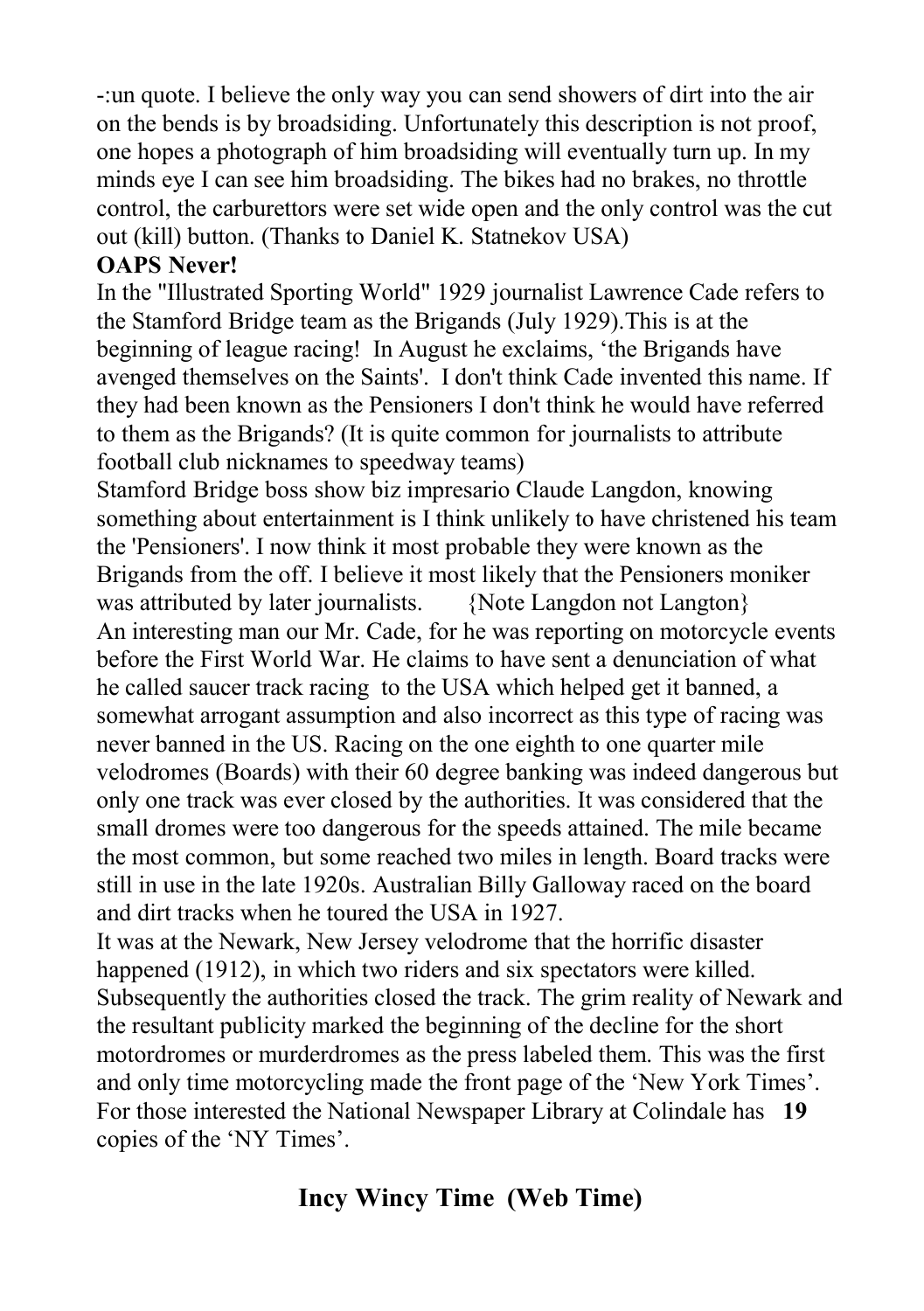-:un quote. I believe the only way you can send showers of dirt into the air on the bends is by broadsiding. Unfortunately this description is not proof, one hopes a photograph of him broadsiding will eventually turn up. In my minds eye I can see him broadsiding. The bikes had no brakes, no throttle control, the carburettors were set wide open and the only control was the cut out (kill) button. (Thanks to Daniel K. Statnekov USA)

**OAPS Never!**

In the "Illustrated Sporting World" 1929 journalist Lawrence Cade refers to the Stamford Bridge team as the Brigands (July 1929).This is at the beginning of league racing! In August he exclaims, 'the Brigands have avenged themselves on the Saints'. I don't think Cade invented this name. If they had been known as the Pensioners I don't think he would have referred to them as the Brigands? (It is quite common for journalists to attribute football club nicknames to speedway teams)

Stamford Bridge boss show biz impresario Claude Langdon, knowing something about entertainment is I think unlikely to have christened his team the 'Pensioners'. I now think it most probable they were known as the Brigands from the off. I believe it most likely that the Pensioners moniker was attributed by later journalists. {Note Langdon not Langton}

An interesting man our Mr. Cade, for he was reporting on motorcycle events before the First World War. He claims to have sent a denunciation of what he called saucer track racing to the USA which helped get it banned, a somewhat arrogant assumption and also incorrect as this type of racing was never banned in the US. Racing on the one eighth to one quarter mile velodromes (Boards) with their 60 degree banking was indeed dangerous but only one track was ever closed by the authorities. It was considered that the small dromes were too dangerous for the speeds attained. The mile became the most common, but some reached two miles in length. Board tracks were still in use in the late 1920s. Australian Billy Galloway raced on the board and dirt tracks when he toured the USA in 1927.

It was at the Newark, New Jersey velodrome that the horrific disaster happened (1912), in which two riders and six spectators were killed. Subsequently the authorities closed the track. The grim reality of Newark and the resultant publicity marked the beginning of the decline for the short motordromes or murderdromes as the press labeled them. This was the first and only time motorcycling made the front page of the 'New York Times'. For those interested the National Newspaper Library at Colindale has copies of the 'NY Times'.

## Incy Wincy Time (Web Time)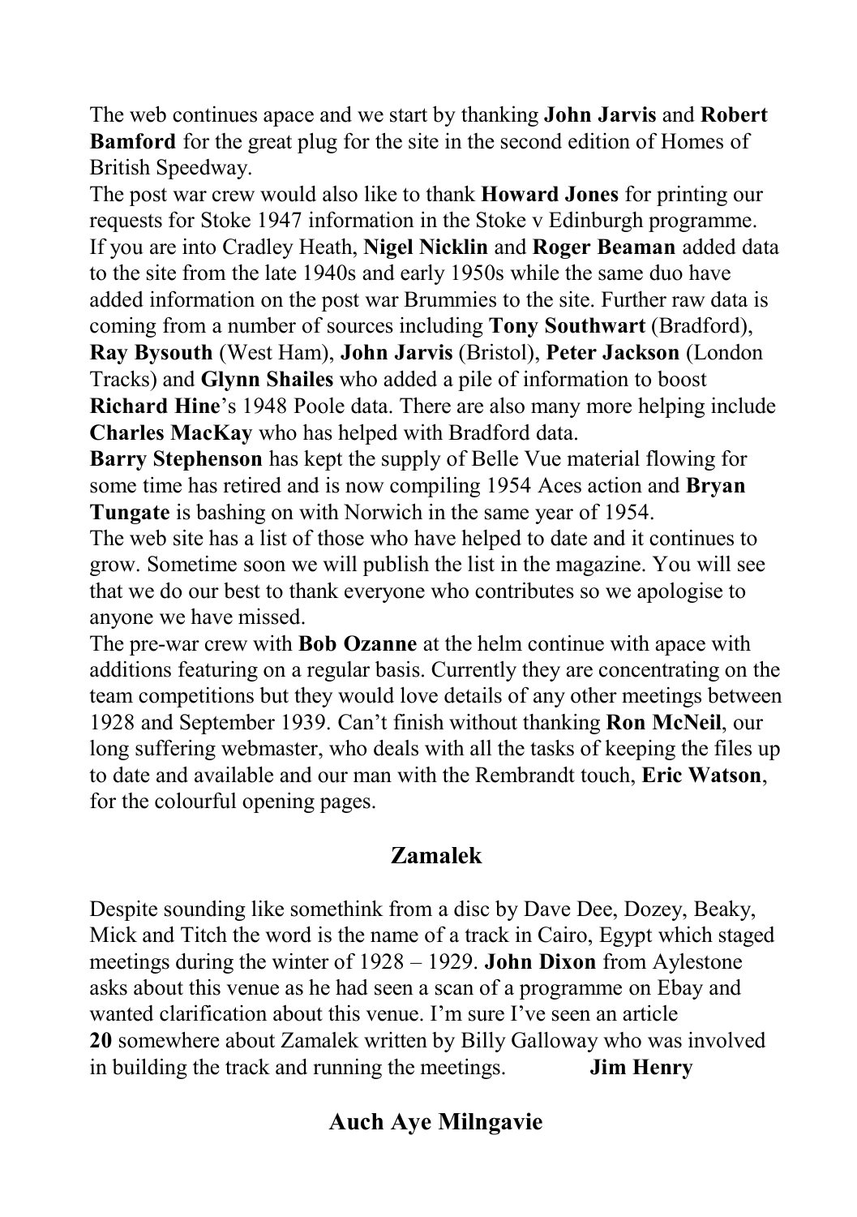The web continues apace and we start by thanking **John Jarvis** and **Robert Bamford** for the great plug for the site in the second edition of Homes of British Speedway.

The post war crew would also like to thank **Howard Jones** for printing our requests for Stoke 1947 information in the Stoke v Edinburgh programme. If you are into Cradley Heath, **Nigel Nicklin** and **Roger Beaman** added data to the site from the late 1940s and early 1950s while the same duo have added information on the post war Brummies to the site. Further raw data is coming from a number of sources including **Tony Southwart** (Bradford), **Ray Bysouth** (West Ham), **John Jarvis** (Bristol), **Peter Jackson** (London Tracks) and **Glynn Shailes** who added a pile of information to boost **Richard Hine**'s 1948 Poole data. There are also many more helping include **Charles MacKay** who has helped with Bradford data.

**Barry Stephenson** has kept the supply of Belle Vue material flowing for some time has retired and is now compiling 1954 Aces action and **Bryan Tungate** is bashing on with Norwich in the same year of 1954.

The web site has a list of those who have helped to date and it continues to grow. Sometime soon we will publish the list in the magazine. You will see that we do our best to thank everyone who contributes so we apologise to anyone we have missed.

The pre-war crew with **Bob Ozanne** at the helm continue with apace with additions featuring on a regular basis. Currently they are concentrating on the team competitions but they would love details of any other meetings between 1928 and September 1939. Can't finish without thanking **Ron McNeil**, our long suffering webmaster, who deals with all the tasks of keeping the files up to date and available and our man with the Rembrandt touch, **Eric Watson**, for the colourful opening pages.

## Zamalek

Despite sounding like somethink from a disc by Dave Dee, Dozey, Beaky, Mick and Titch the word is the name of a track in Cairo, Egypt which staged meetings during the winter of 1928 – 1929. **John Dixon** from Aylestone asks about this venue as he had seen a scan of a programme on Ebay and wanted clarification about this venue. I'm sure I've seen an article somewhere about Zamalek written by Billy Galloway who was involved in building the track and running the meetings. **Jim Henry**

## Auch Aye Milngavie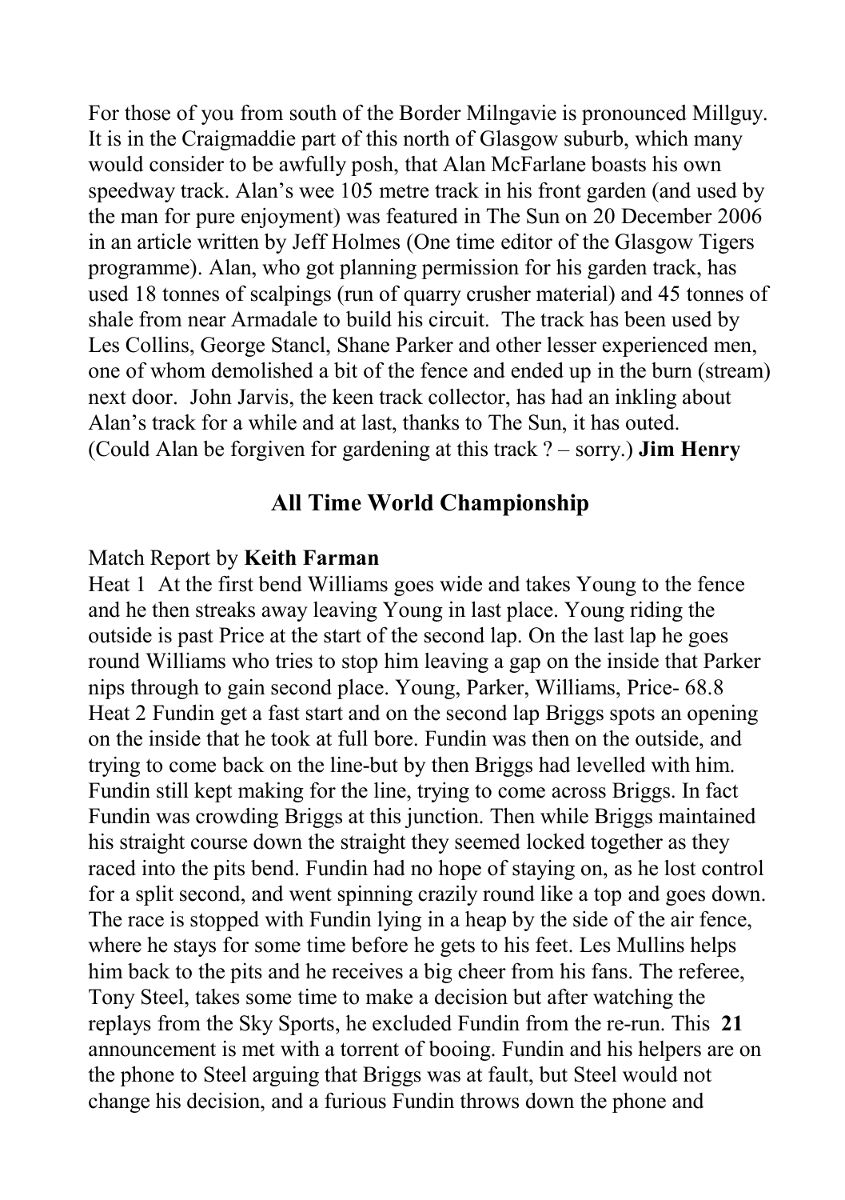For those of you from south of the Border Milngavie is pronounced Millguy. It is in the Craigmaddie part of this north of Glasgow suburb, which many would consider to be awfully posh, that Alan McFarlane boasts his own speedway track. Alan's wee 105 metre track in his front garden (and used by the man for pure enjoyment) was featured in The Sun on 20 December 2006 in an article written by Jeff Holmes (One time editor of the Glasgow Tigers programme). Alan, who got planning permission for his garden track, has used 18 tonnes of scalpings (run of quarry crusher material) and 45 tonnes of shale from near Armadale to build his circuit. The track has been used by Les Collins, George Stancl, Shane Parker and other lesser experienced men, one of whom demolished a bit of the fence and ended up in the burn (stream) next door. John Jarvis, the keen track collector, has had an inkling about Alan's track for a while and at last, thanks to The Sun, it has outed. (Could Alan be forgiven for gardening at this track ? – sorry.) **Jim Henry**

## All Time World Championship

Match Report by **Keith Farman**

Heat 1 At the first bend Williams goes wide and takes Young to the fence and he then streaks away leaving Young in last place. Young riding the outside is past Price at the start of the second lap. On the last lap he goes round Williams who tries to stop him leaving a gap on the inside that Parker nips through to gain second place. Young, Parker, Williams, Price- 68.8

Heat 2 Fundin get a fast start and on the second lap Briggs spots an opening on the inside that he took at full bore. Fundin was then on the outside, and trying to come back on the line-but by then Briggs had levelled with him. Fundin still kept making for the line, trying to come across Briggs. In fact Fundin was crowding Briggs at this junction. Then while Briggs maintained his straight course down the straight they seemed locked together as they raced into the pits bend. Fundin had no hope of staying on, as he lost control for a split second, and went spinning crazily round like a top and goes down. The race is stopped with Fundin lying in a heap by the side of the air fence, where he stays for some time before he gets to his feet. Les Mullins helps him back to the pits and he receives a big cheer from his fans. The referee, Tony Steel, takes some time to make a decision but after watching the replays from the Sky Sports, he excluded Fundin from the re-run. This announcement is met with a torrent of booing. Fundin and his helpers are on the phone to Steel arguing that Briggs was at fault, but Steel would not change his decision, and a furious Fundin throws down the phone and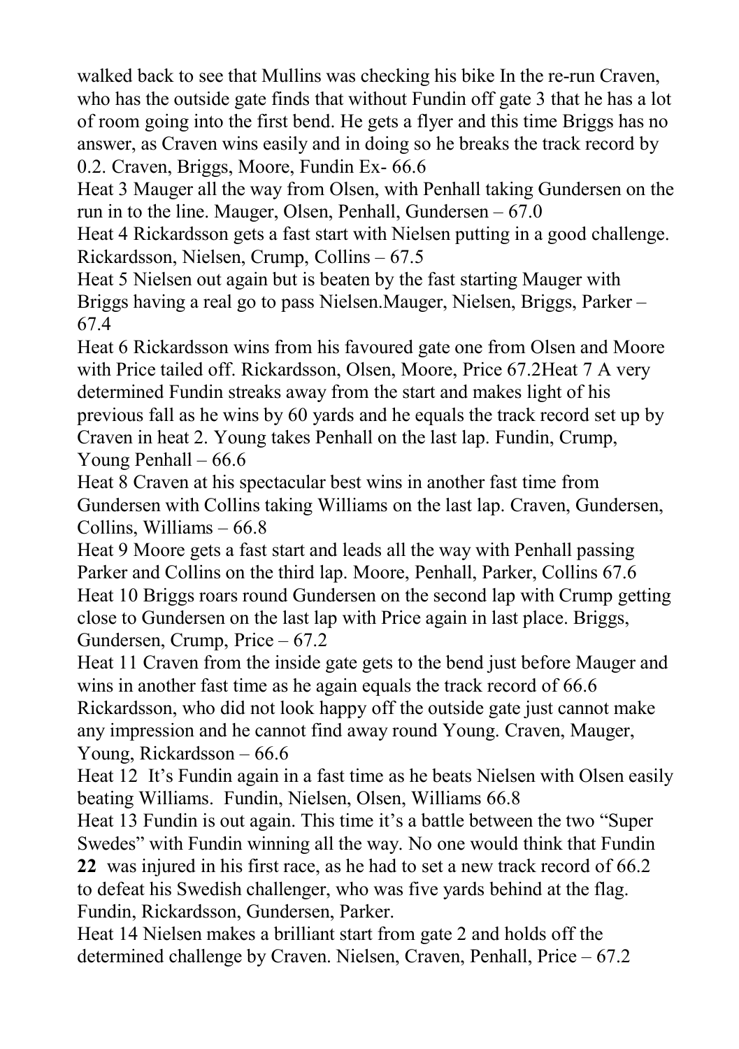walked back to see that Mullins was checking his bike In the re-run Craven, who has the outside gate finds that without Fundin off gate 3 that he has a lot of room going into the first bend. He gets a flyer and this time Briggs has no answer, as Craven wins easily and in doing so he breaks the track record by 0.2. Craven, Briggs, Moore, Fundin Ex- 66.6

Heat 3 Mauger all the way from Olsen, with Penhall taking Gundersen on the run in to the line. Mauger, Olsen, Penhall, Gundersen – 67.0

Heat 4 Rickardsson gets a fast start with Nielsen putting in a good challenge. Rickardsson, Nielsen, Crump, Collins – 67.5

Heat 5 Nielsen out again but is beaten by the fast starting Mauger with Briggs having a real go to pass Nielsen.Mauger, Nielsen, Briggs, Parker – 67.4

Heat 6 Rickardsson wins from his favoured gate one from Olsen and Moore with Price tailed off. Rickardsson, Olsen, Moore, Price 67.2Heat 7 A very determined Fundin streaks away from the start and makes light of his previous fall as he wins by 60 yards and he equals the track record set up by Craven in heat 2. Young takes Penhall on the last lap. Fundin, Crump, Young Penhall – 66.6

Heat 8 Craven at his spectacular best wins in another fast time from Gundersen with Collins taking Williams on the last lap. Craven, Gundersen, Collins, Williams – 66.8

Heat 9 Moore gets a fast start and leads all the way with Penhall passing Parker and Collins on the third lap. Moore, Penhall, Parker, Collins 67.6

Heat 10 Briggs roars round Gundersen on the second lap with Crump getting close to Gundersen on the last lap with Price again in last place. Briggs, Gundersen, Crump, Price – 67.2

Heat 11 Craven from the inside gate gets to the bend just before Mauger and wins in another fast time as he again equals the track record of 66.6 Rickardsson, who did not look happy off the outside gate just cannot make any impression and he cannot find away round Young. Craven, Mauger, Young, Rickardsson – 66.6

Heat 12 It's Fundin again in a fast time as he beats Nielsen with Olsen easily beating Williams. Fundin, Nielsen, Olsen, Williams 66.8

Heat 13 Fundin is out again. This time it's a battle between the two "Super Swedes" with Fundin winning all the way. No one would think that Fundin was injured in his first race, as he had to set a new track record of 66.2 to defeat his Swedish challenger, who was five yards behind at the flag. Fundin, Rickardsson, Gundersen, Parker.

Heat 14 Nielsen makes a brilliant start from gate 2 and holds off the determined challenge by Craven. Nielsen, Craven, Penhall, Price – 67.2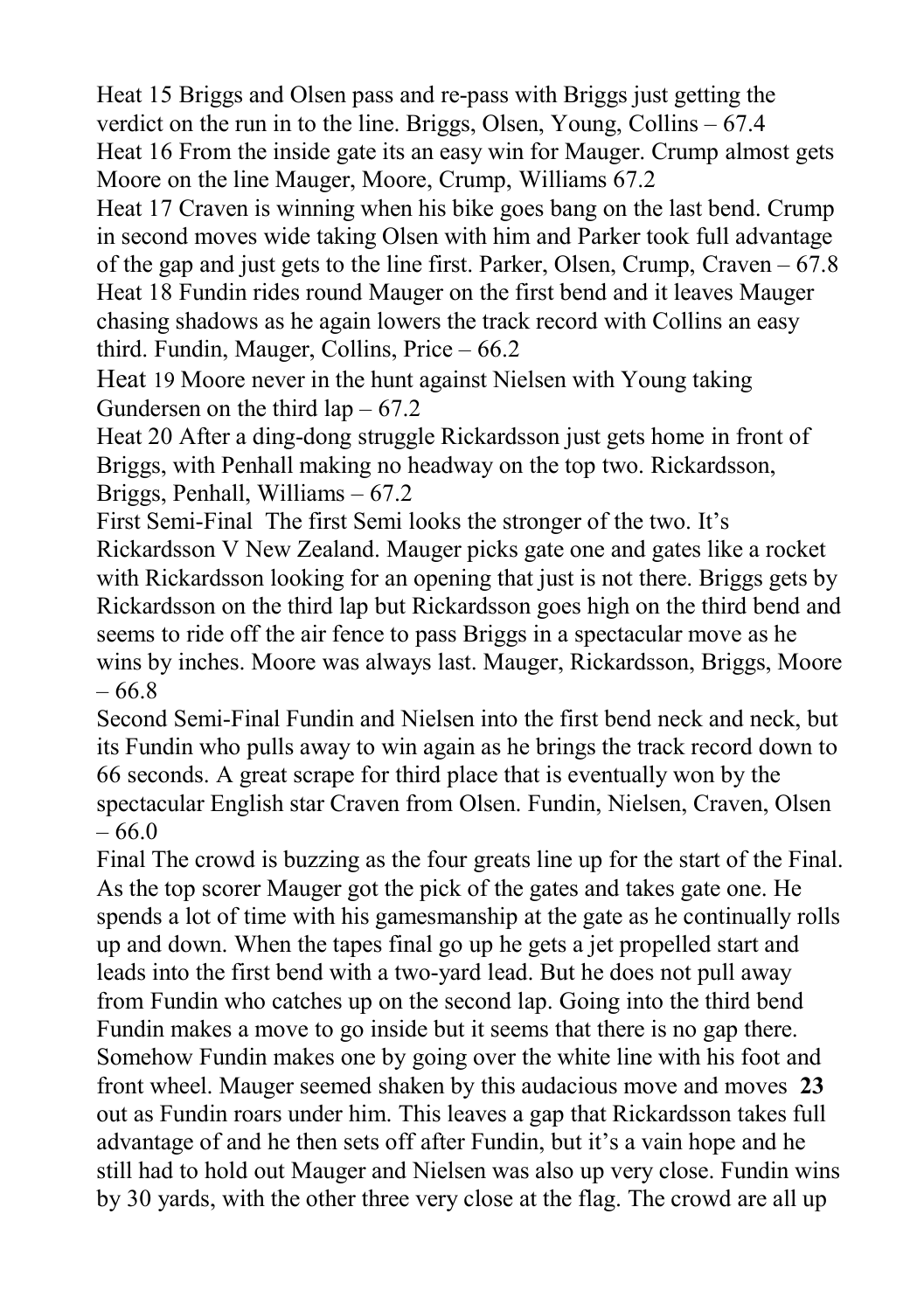Heat 15 Briggs and Olsen pass and re-pass with Briggs just getting the verdict on the run in to the line. Briggs, Olsen, Young, Collins – 67.4

Heat 16 From the inside gate its an easy win for Mauger. Crump almost gets Moore on the line Mauger, Moore, Crump, Williams 67.2

Heat 17 Craven is winning when his bike goes bang on the last bend. Crump in second moves wide taking Olsen with him and Parker took full advantage of the gap and just gets to the line first. Parker, Olsen, Crump, Craven – 67.8

Heat 18 Fundin rides round Mauger on the first bend and it leaves Mauger chasing shadows as he again lowers the track record with Collins an easy third. Fundin, Mauger, Collins, Price – 66.2

Heat 19 Moore never in the hunt against Nielsen with Young taking Gundersen on the third lap – 67.2

Heat 20 After a ding-dong struggle Rickardsson just gets home in front of Briggs, with Penhall making no headway on the top two. Rickardsson, Briggs, Penhall, Williams – 67.2

First Semi-Final The first Semi looks the stronger of the two. It's Rickardsson V New Zealand. Mauger picks gate one and gates like a rocket with Rickardsson looking for an opening that just is not there. Briggs gets by Rickardsson on the third lap but Rickardsson goes high on the third bend and seems to ride off the air fence to pass Briggs in a spectacular move as he wins by inches. Moore was always last. Mauger, Rickardsson, Briggs, Moore – 66.8

Second Semi-Final Fundin and Nielsen into the first bend neck and neck, but its Fundin who pulls away to win again as he brings the track record down to 66 seconds. A great scrape for third place that is eventually won by the spectacular English star Craven from Olsen. Fundin, Nielsen, Craven, Olsen – 66.0

Final The crowd is buzzing as the four greats line up for the start of the Final. As the top scorer Mauger got the pick of the gates and takes gate one. He spends a lot of time with his gamesmanship at the gate as he continually rolls up and down. When the tapes final go up he gets a jet propelled start and leads into the first bend with a two-yard lead. But he does not pull away from Fundin who catches up on the second lap. Going into the third bend Fundin makes a move to go inside but it seems that there is no gap there. Somehow Fundin makes one by going over the white line with his foot and front wheel. Mauger seemed shaken by this audacious move and moves out as Fundin roars under him. This leaves a gap that Rickardsson takes full advantage of and he then sets off after Fundin, but it's a vain hope and he still had to hold out Mauger and Nielsen was also up very close. Fundin wins by 30 yards, with the other three very close at the flag. The crowd are all up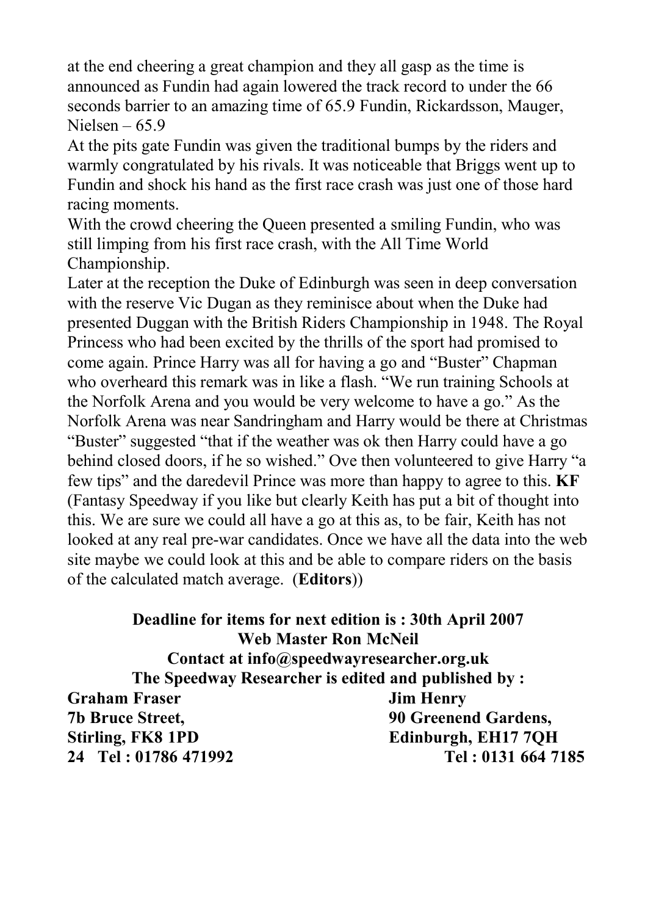at the end cheering a great champion and they all gasp as the time is announced as Fundin had again lowered the track record to under the 66 seconds barrier to an amazing time of 65.9 Fundin, Rickardsson, Mauger, Nielsen – 65.9

At the pits gate Fundin was given the traditional bumps by the riders and warmly congratulated by his rivals. It was noticeable that Briggs went up to Fundin and shock his hand as the first race crash was just one of those hard racing moments.

With the crowd cheering the Queen presented a smiling Fundin, who was still limping from his first race crash, with the All Time World Championship.

Later at the reception the Duke of Edinburgh was seen in deep conversation with the reserve Vic Dugan as they reminisce about when the Duke had presented Duggan with the British Riders Championship in 1948. The Royal Princess who had been excited by the thrills of the sport had promised to come again. Prince Harry was all for having a go and "Buster" Chapman who overheard this remark was in like a flash. "We run training Schools at the Norfolk Arena and you would be very welcome to have a go." As the Norfolk Arena was near Sandringham and Harry would be there at Christmas "Buster" suggested "that if the weather was ok then Harry could have a go behind closed doors, if he so wished." Ove then volunteered to give Harry "a few tips" and the daredevil Prince was more than happy to agree to this. **KF** (Fantasy Speedway if you like but clearly Keith has put a bit of thought into this. We are sure we could all have a go at this as, to be fair, Keith has not looked at any real pre-war candidates. Once we have all the data into the web site maybe we could look at this and be able to compare riders on the basis of the calculated match average. (**Editors**))

**Deadline for items for next edition is : 30th April 2007**

**Web Master Ron McNeil**

**Contact at info@speedwayresearcher.org.uk**

**The Speedway Researcher is edited and published by :**

**Graham Fraser**
**7b Bruce Street,**
**Stirling, FK8 1PD**
**Tel : 01786 471992**

**Jim Henry**
**90 Greenend Gardens,**
**Edinburgh, EH17 7QH**
**Tel : 0131 664 7185**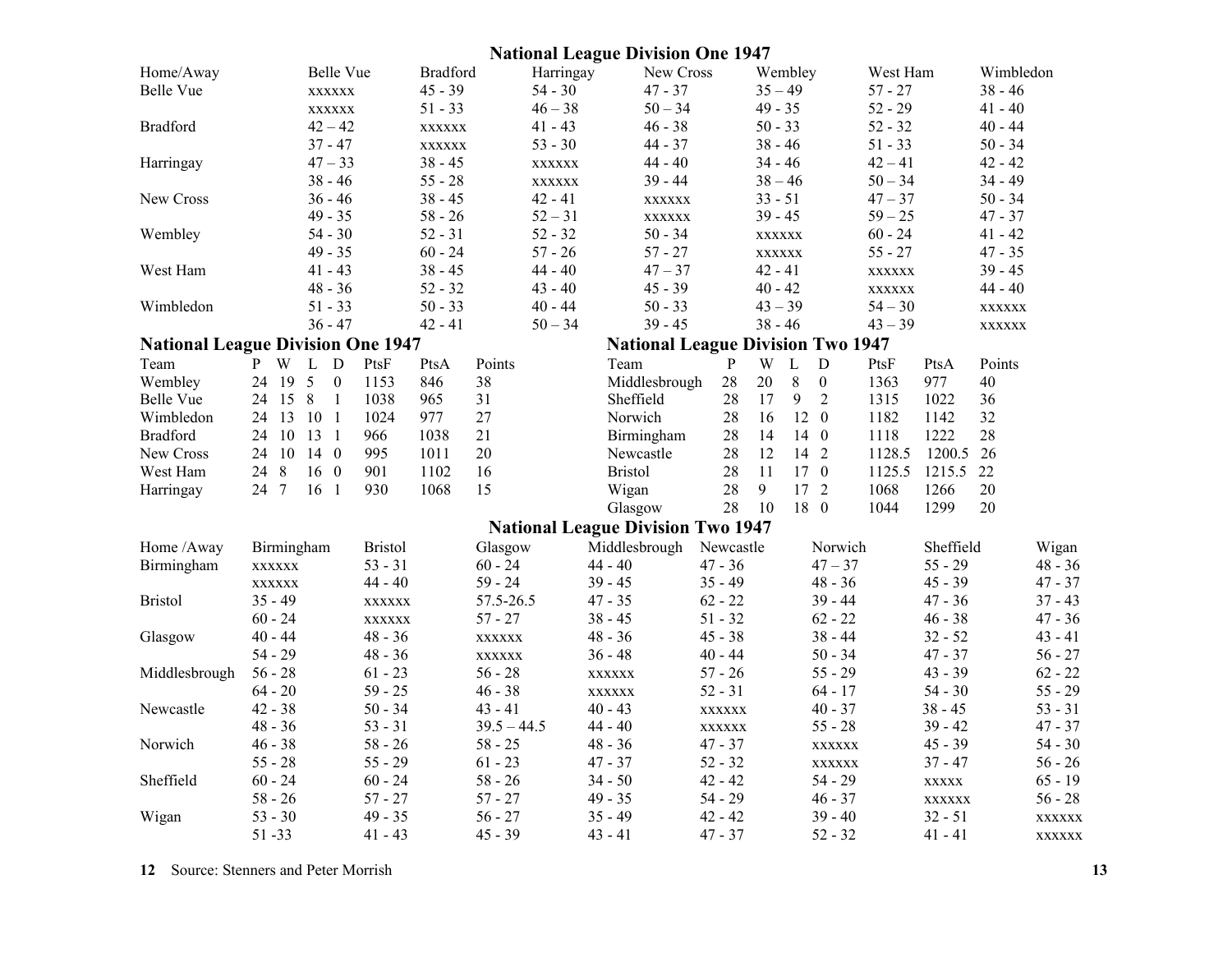## National League Division One 1947

| Home/Away | Belle Vue | Bradford | Harringay | New Cross | Wembley | West Ham | Wimbledon |
|---|---|---|---|---|---|---|---|
| Belle Vue | xxxxxx | 45 - 39 | 54 - 30 | 47 - 37 | 35 – 49 | 57 - 27 | 38 - 46 |
| | xxxxxx | 51 - 33 | 46 – 38 | 50 – 34 | 49 - 35 | 52 - 29 | 41 - 40 |
| Bradford | 42 – 42 | xxxxxx | 41 - 43 | 46 - 38 | 50 - 33 | 52 - 32 | 40 - 44 |
| | 37 - 47 | xxxxxx | 53 - 30 | 44 - 37 | 38 - 46 | 51 - 33 | 50 - 34 |
| Harringay | 47 – 33 | 38 - 45 | xxxxxx | 44 - 40 | 34 - 46 | 42 – 41 | 42 - 42 |
| | 38 - 46 | 55 - 28 | xxxxxx | 39 - 44 | 38 – 46 | 50 – 34 | 34 - 49 |
| New Cross | 36 - 46 | 38 - 45 | 42 - 41 | xxxxxx | 33 - 51 | 47 – 37 | 50 - 34 |
| | 49 - 35 | 58 - 26 | 52 – 31 | xxxxxx | 39 - 45 | 59 – 25 | 47 - 37 |
| Wembley | 54 - 30 | 52 - 31 | 52 - 32 | 50 - 34 | xxxxxx | 60 - 24 | 41 - 42 |
| | 49 - 35 | 60 - 24 | 57 - 26 | 57 - 27 | xxxxxx | 55 - 27 | 47 - 35 |
| West Ham | 41 - 43 | 38 - 45 | 44 - 40 | 47 – 37 | 42 - 41 | xxxxxx | 39 - 45 |
| | 48 - 36 | 52 - 32 | 43 - 40 | 45 - 39 | 40 - 42 | xxxxxx | 44 - 40 |
| Wimbledon | 51 - 33 | 50 - 33 | 40 - 44 | 50 - 33 | 43 – 39 | 54 – 30 | xxxxxx |
| | 36 - 47 | 42 - 41 | 50 – 34 | 39 - 45 | 38 - 46 | 43 – 39 | xxxxxx |

## National League Division One 1947

| Team | P | W | L | D | PtsF | PtsA | Points |
|---|---|---|---|---|---|---|---|
| Wembley | 24 | 19 | 5 | 0 | 1153 | 846 | 38 |
| Belle Vue | 24 | 15 | 8 | 1 | 1038 | 965 | 31 |
| Wimbledon | 24 | 13 | 10 | 1 | 1024 | 977 | 27 |
| Bradford | 24 | 10 | 13 | 1 | 966 | 1038 | 21 |
| New Cross | 24 | 10 | 14 | 0 | 995 | 1011 | 20 |
| West Ham | 24 | 8 | 16 | 0 | 901 | 1102 | 16 |
| Harringay | 24 | 7 | 16 | 1 | 930 | 1068 | 15 |

## National League Division Two 1947

| Team | P | W | L | D | PtsF | PtsA | Points |
|---|---|---|---|---|---|---|---|
| Middlesbrough | 28 | 20 | 8 | 0 | 1363 | 977 | 40 |
| Sheffield | 28 | 17 | 9 | 2 | 1315 | 1022 | 36 |
| Norwich | 28 | 16 | 12 | 0 | 1182 | 1142 | 32 |
| Birmingham | 28 | 14 | 14 | 0 | 1118 | 1222 | 28 |
| Newcastle | 28 | 12 | 14 | 2 | 1128.5 | 1200.5 | 26 |
| Bristol | 28 | 11 | 17 | 0 | 1125.5 | 1215.5 | 22 |
| Wigan | 28 | 9 | 17 | 2 | 1068 | 1266 | 20 |
| Glasgow | 28 | 10 | 18 | 0 | 1044 | 1299 | 20 |

## National League Division Two 1947

| Home /Away | Birmingham | Bristol | Glasgow | Middlesbrough | Newcastle | Norwich | Sheffield | Wigan |
|---|---|---|---|---|---|---|---|---|
| Birmingham | xxxxxx | 53 - 31 | 60 - 24 | 44 - 40 | 47 - 36 | 47 – 37 | 55 - 29 | 48 - 36 |
| | xxxxxx | 44 - 40 | 59 - 24 | 39 - 45 | 35 - 49 | 48 - 36 | 45 - 39 | 47 - 37 |
| Bristol | 35 - 49 | xxxxxx | 57.5-26.5 | 47 - 35 | 62 - 22 | 39 - 44 | 47 - 36 | 37 - 43 |
| | 60 - 24 | xxxxxx | 57 - 27 | 38 - 45 | 51 - 32 | 62 - 22 | 46 - 38 | 47 - 36 |
| Glasgow | 40 - 44 | 48 - 36 | xxxxxx | 48 - 36 | 45 - 38 | 38 - 44 | 32 - 52 | 43 - 41 |
| | 54 - 29 | 48 - 36 | xxxxxx | 36 - 48 | 40 - 44 | 50 - 34 | 47 - 37 | 56 - 27 |
| Middlesbrough | 56 - 28 | 61 - 23 | 56 - 28 | xxxxxx | 57 - 26 | 55 - 29 | 43 - 39 | 62 - 22 |
| | 64 - 20 | 59 - 25 | 46 - 38 | xxxxxx | 52 - 31 | 64 - 17 | 54 - 30 | 55 - 29 |
| Newcastle | 42 - 38 | 50 - 34 | 43 - 41 | 40 - 43 | xxxxxx | 40 - 37 | 38 - 45 | 53 - 31 |
| | 48 - 36 | 53 - 31 | 39.5 – 44.5 | 44 - 40 | xxxxxx | 55 - 28 | 39 - 42 | 47 - 37 |
| Norwich | 46 - 38 | 58 - 26 | 58 - 25 | 48 - 36 | 47 - 37 | xxxxxx | 45 - 39 | 54 - 30 |
| | 55 - 28 | 55 - 29 | 61 - 23 | 47 - 37 | 52 - 32 | xxxxxx | 37 - 47 | 56 - 26 |
| Sheffield | 60 - 24 | 60 - 24 | 58 - 26 | 34 - 50 | 42 - 42 | 54 - 29 | xxxxx | 65 - 19 |
| | 58 - 26 | 57 - 27 | 57 - 27 | 49 - 35 | 54 - 29 | 46 - 37 | xxxxxx | 56 - 28 |
| Wigan | 53 - 30 | 49 - 35 | 56 - 27 | 35 - 49 | 42 - 42 | 39 - 40 | 32 - 51 | xxxxxx |
| | 51 -33 | 41 - 43 | 45 - 39 | 43 - 41 | 47 - 37 | 52 - 32 | 41 - 41 | xxxxxx |

Source: Stenners and Peter Morrish